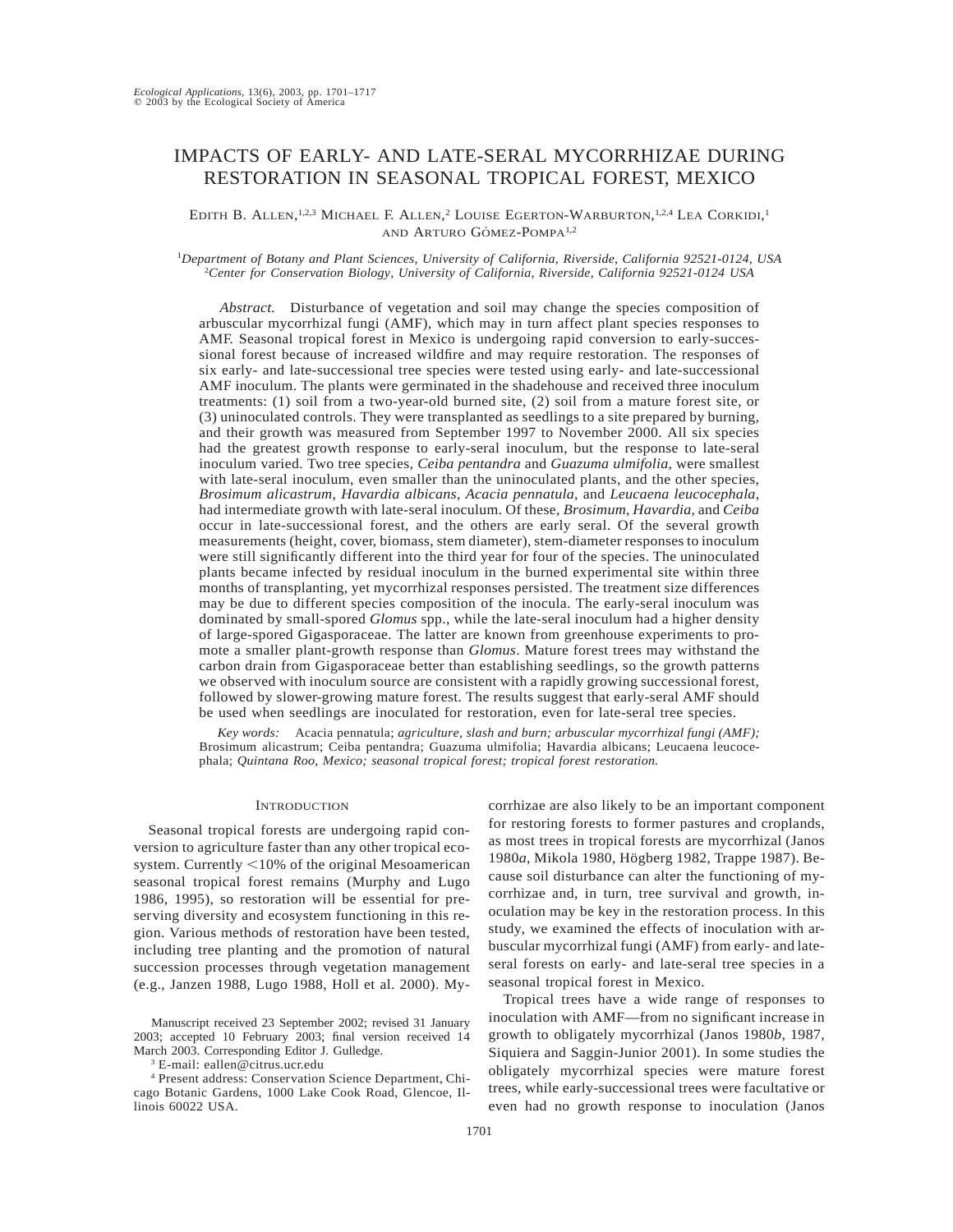# IMPACTS OF EARLY- AND LATE-SERAL MYCORRHIZAE DURING RESTORATION IN SEASONAL TROPICAL FOREST, MEXICO

Edith B. Allen,[1,2,3] Michael F. Allen,[2] Louise Egerton-Warburton,[1,2,4] Lea Corkidi,[1] and Arturo Gómez-Pompa[1,2]

[1] *Department of Botany and Plant Sciences, University of California, Riverside, California 92521-0124, USA*
[2] *Center for Conservation Biology, University of California, Riverside, California 92521-0124 USA*

*Abstract.* Disturbance of vegetation and soil may change the species composition of arbuscular mycorrhizal fungi (AMF), which may in turn affect plant species responses to AMF. Seasonal tropical forest in Mexico is undergoing rapid conversion to early-successional forest because of increased wildfire and may require restoration. The responses of six early- and late-successional tree species were tested using early- and late-successional AMF inoculum. The plants were germinated in the shadehouse and received three inoculum treatments: (1) soil from a two-year-old burned site, (2) soil from a mature forest site, or (3) uninoculated controls. They were transplanted as seedlings to a site prepared by burning, and their growth was measured from September 1997 to November 2000. All six species had the greatest growth response to early-seral inoculum, but the response to late-seral inoculum varied. Two tree species, *Ceiba pentandra* and *Guazuma ulmifolia*, were smallest with late-seral inoculum, even smaller than the uninoculated plants, and the other species, *Brosimum alicastrum, Havardia albicans*, *Acacia pennatula*, and *Leucaena leucocephala*, had intermediate growth with late-seral inoculum. Of these, *Brosimum*, *Havardia*, and *Ceiba* occur in late-successional forest, and the others are early seral. Of the several growth measurements (height, cover, biomass, stem diameter), stem-diameter responses to inoculum were still significantly different into the third year for four of the species. The uninoculated plants became infected by residual inoculum in the burned experimental site within three months of transplanting, yet mycorrhizal responses persisted. The treatment size differences may be due to different species composition of the inocula. The early-seral inoculum was dominated by small-spored *Glomus* spp., while the late-seral inoculum had a higher density of large-spored Gigasporaceae. The latter are known from greenhouse experiments to promote a smaller plant-growth response than *Glomus*. Mature forest trees may withstand the carbon drain from Gigasporaceae better than establishing seedlings, so the growth patterns we observed with inoculum source are consistent with a rapidly growing successional forest, followed by slower-growing mature forest. The results suggest that early-seral AMF should be used when seedlings are inoculated for restoration, even for late-seral tree species.

*Key words:* Acacia pennatula; *agriculture, slash and burn; arbuscular mycorrhizal fungi (AMF);* Brosimum alicastrum; Ceiba pentandra; Guazuma ulmifolia; Havardia albicans; Leucaena leucocephala; *Quintana Roo, Mexico; seasonal tropical forest; tropical forest restoration.*

## Introduction

Seasonal tropical forests are undergoing rapid conversion to agriculture faster than any other tropical ecosystem. Currently <10% of the original Mesoamerican seasonal tropical forest remains (Murphy and Lugo 1986, 1995), so restoration will be essential for preserving diversity and ecosystem functioning in this region. Various methods of restoration have been tested, including tree planting and the promotion of natural succession processes through vegetation management (e.g., Janzen 1988, Lugo 1988, Holl et al. 2000). Mycorrhizae are also likely to be an important component for restoring forests to former pastures and croplands, as most trees in tropical forests are mycorrhizal (Janos 1980*a*, Mikola 1980, Högberg 1982, Trappe 1987). Because soil disturbance can alter the functioning of mycorrhizae and, in turn, tree survival and growth, inoculation may be key in the restoration process. In this study, we examined the effects of inoculation with arbuscular mycorrhizal fungi (AMF) from early- and late-seral forests on early- and late-seral tree species in a seasonal tropical forest in Mexico.

Tropical trees have a wide range of responses to inoculation with AMF—from no significant increase in growth to obligately mycorrhizal (Janos 1980*b*, 1987, Siquiera and Saggin-Junior 2001). In some studies the obligately mycorrhizal species were mature forest trees, while early-successional trees were facultative or even had no growth response to inoculation (Janos

Manuscript received 23 September 2002; revised 31 January 2003; accepted 10 February 2003; final version received 14 March 2003. Corresponding Editor J. Gulledge.

[3] E-mail: eallen@citrus.ucr.edu

[4] Present address: Conservation Science Department, Chicago Botanic Gardens, 1000 Lake Cook Road, Glencoe, Illinois 60022 USA.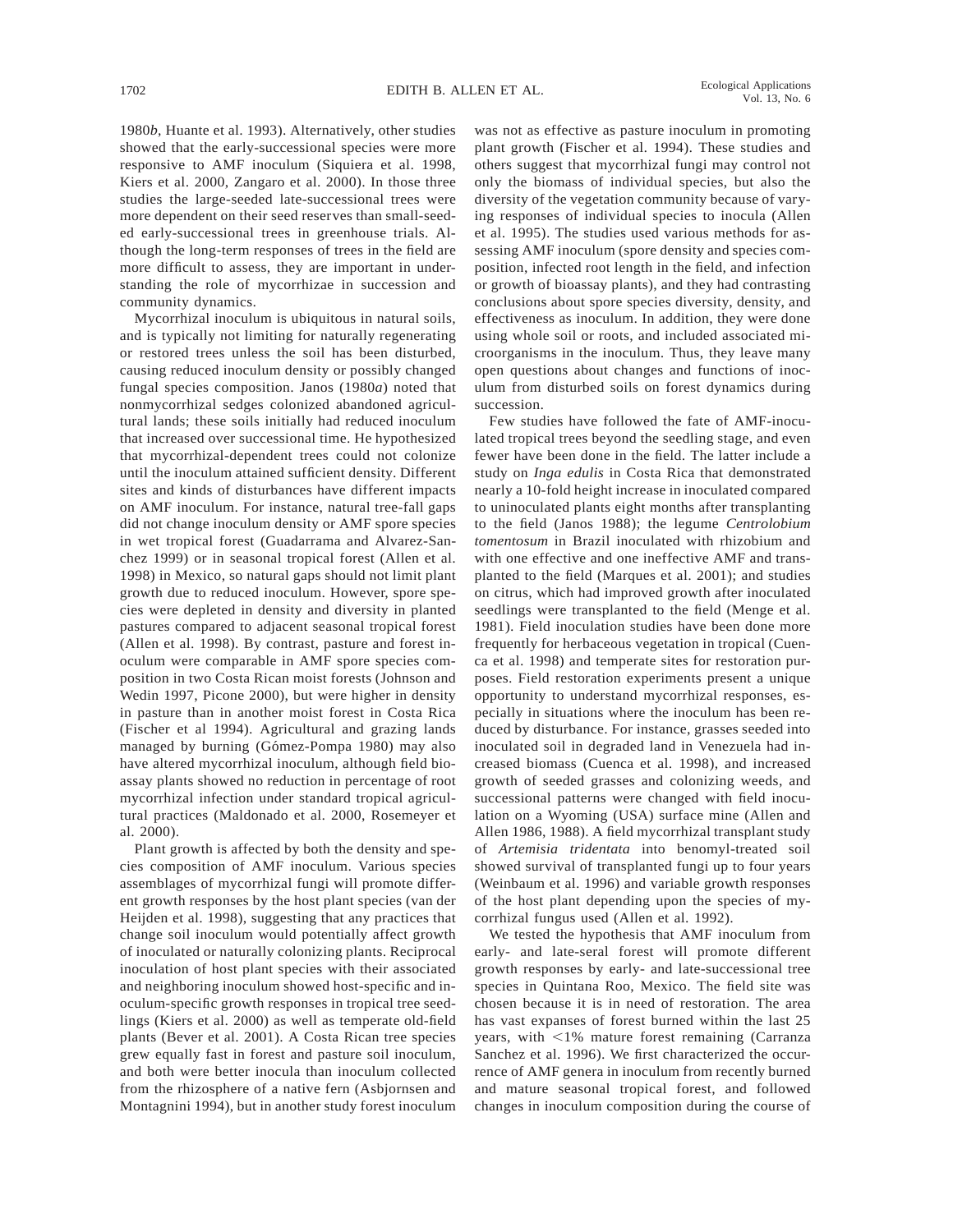1980*b*, Huante et al. 1993). Alternatively, other studies showed that the early-successional species were more responsive to AMF inoculum (Siquiera et al. 1998, Kiers et al. 2000, Zangaro et al. 2000). In those three studies the large-seeded late-successional trees were more dependent on their seed reserves than small-seeded early-successional trees in greenhouse trials. Although the long-term responses of trees in the field are more difficult to assess, they are important in understanding the role of mycorrhizae in succession and community dynamics.

Mycorrhizal inoculum is ubiquitous in natural soils, and is typically not limiting for naturally regenerating or restored trees unless the soil has been disturbed, causing reduced inoculum density or possibly changed fungal species composition. Janos (1980*a*) noted that nonmycorrhizal sedges colonized abandoned agricultural lands; these soils initially had reduced inoculum that increased over successional time. He hypothesized that mycorrhizal-dependent trees could not colonize until the inoculum attained sufficient density. Different sites and kinds of disturbances have different impacts on AMF inoculum. For instance, natural tree-fall gaps did not change inoculum density or AMF spore species in wet tropical forest (Guadarrama and Alvarez-Sanchez 1999) or in seasonal tropical forest (Allen et al. 1998) in Mexico, so natural gaps should not limit plant growth due to reduced inoculum. However, spore species were depleted in density and diversity in planted pastures compared to adjacent seasonal tropical forest (Allen et al. 1998). By contrast, pasture and forest inoculum were comparable in AMF spore species composition in two Costa Rican moist forests (Johnson and Wedin 1997, Picone 2000), but were higher in density in pasture than in another moist forest in Costa Rica (Fischer et al 1994). Agricultural and grazing lands managed by burning (Gómez-Pompa 1980) may also have altered mycorrhizal inoculum, although field bioassay plants showed no reduction in percentage of root mycorrhizal infection under standard tropical agricultural practices (Maldonado et al. 2000, Rosemeyer et al. 2000).

Plant growth is affected by both the density and species composition of AMF inoculum. Various species assemblages of mycorrhizal fungi will promote different growth responses by the host plant species (van der Heijden et al. 1998), suggesting that any practices that change soil inoculum would potentially affect growth of inoculated or naturally colonizing plants. Reciprocal inoculation of host plant species with their associated and neighboring inoculum showed host-specific and inoculum-specific growth responses in tropical tree seedlings (Kiers et al. 2000) as well as temperate old-field plants (Bever et al. 2001). A Costa Rican tree species grew equally fast in forest and pasture soil inoculum, and both were better inocula than inoculum collected from the rhizosphere of a native fern (Asbjornsen and Montagnini 1994), but in another study forest inoculum was not as effective as pasture inoculum in promoting plant growth (Fischer et al. 1994). These studies and others suggest that mycorrhizal fungi may control not only the biomass of individual species, but also the diversity of the vegetation community because of varying responses of individual species to inocula (Allen et al. 1995). The studies used various methods for assessing AMF inoculum (spore density and species composition, infected root length in the field, and infection or growth of bioassay plants), and they had contrasting conclusions about spore species diversity, density, and effectiveness as inoculum. In addition, they were done using whole soil or roots, and included associated microorganisms in the inoculum. Thus, they leave many open questions about changes and functions of inoculum from disturbed soils on forest dynamics during succession.

Few studies have followed the fate of AMF-inoculated tropical trees beyond the seedling stage, and even fewer have been done in the field. The latter include a study on *Inga edulis* in Costa Rica that demonstrated nearly a 10-fold height increase in inoculated compared to uninoculated plants eight months after transplanting to the field (Janos 1988); the legume *Centrolobium tomentosum* in Brazil inoculated with rhizobium and with one effective and one ineffective AMF and transplanted to the field (Marques et al. 2001); and studies on citrus, which had improved growth after inoculated seedlings were transplanted to the field (Menge et al. 1981). Field inoculation studies have been done more frequently for herbaceous vegetation in tropical (Cuenca et al. 1998) and temperate sites for restoration purposes. Field restoration experiments present a unique opportunity to understand mycorrhizal responses, especially in situations where the inoculum has been reduced by disturbance. For instance, grasses seeded into inoculated soil in degraded land in Venezuela had increased biomass (Cuenca et al. 1998), and increased growth of seeded grasses and colonizing weeds, and successional patterns were changed with field inoculation on a Wyoming (USA) surface mine (Allen and Allen 1986, 1988). A field mycorrhizal transplant study of *Artemisia tridentata* into benomyl-treated soil showed survival of transplanted fungi up to four years (Weinbaum et al. 1996) and variable growth responses of the host plant depending upon the species of mycorrhizal fungus used (Allen et al. 1992).

We tested the hypothesis that AMF inoculum from early- and late-seral forest will promote different growth responses by early- and late-successional tree species in Quintana Roo, Mexico. The field site was chosen because it is in need of restoration. The area has vast expanses of forest burned within the last 25 years, with <1% mature forest remaining (Carranza Sanchez et al. 1996). We first characterized the occurrence of AMF genera in inoculum from recently burned and mature seasonal tropical forest, and followed changes in inoculum composition during the course of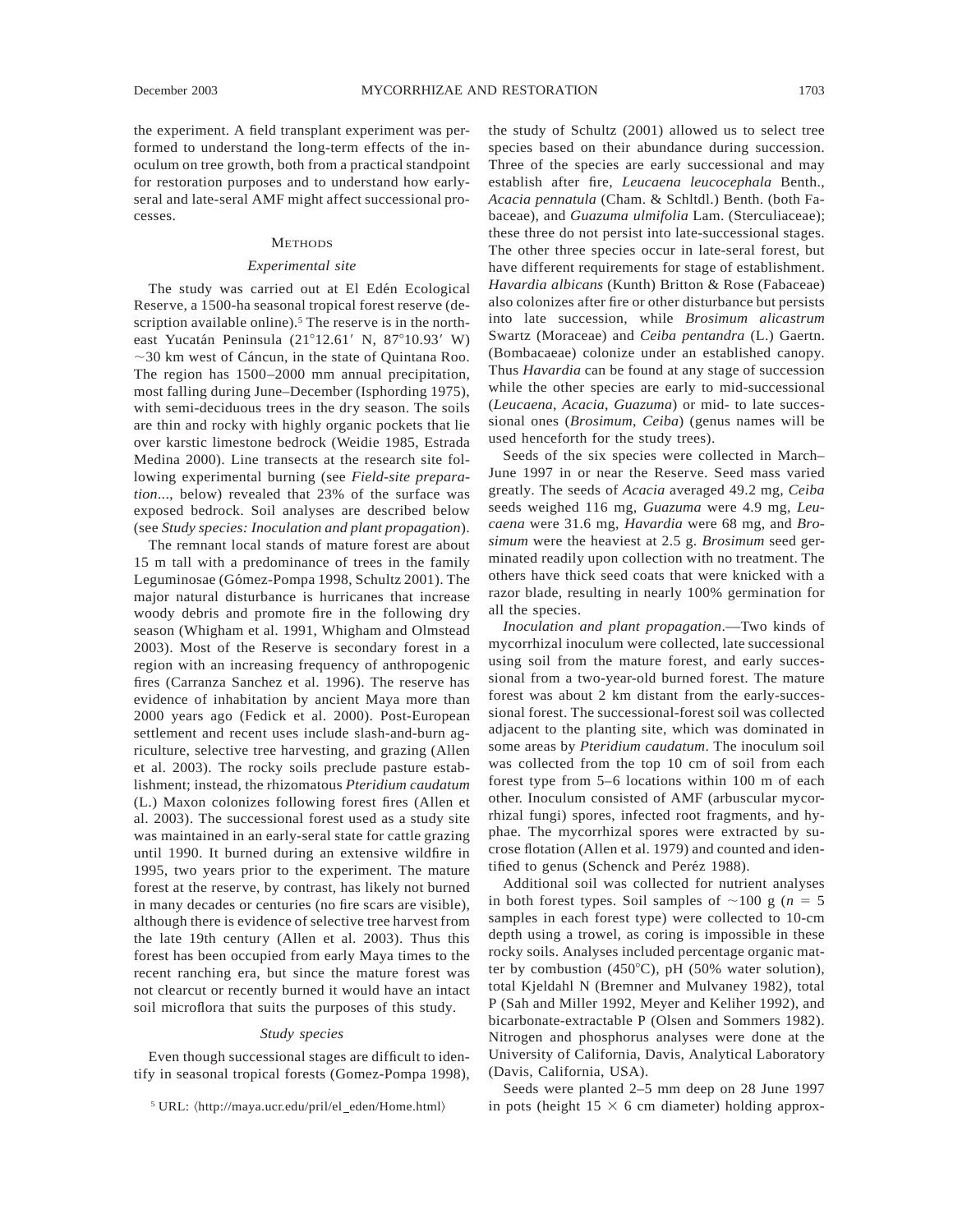the experiment. A field transplant experiment was performed to understand the long-term effects of the inoculum on tree growth, both from a practical standpoint for restoration purposes and to understand how early-seral and late-seral AMF might affect successional processes.

## METHODS

### *Experimental site*

The study was carried out at El Edén Ecological Reserve, a 1500-ha seasonal tropical forest reserve (description available online).[5] The reserve is in the northeast Yucatán Peninsula (21°12.61′ N, 87°10.93′ W) ~30 km west of Cáncun, in the state of Quintana Roo. The region has 1500–2000 mm annual precipitation, most falling during June–December (Isphording 1975), with semi-deciduous trees in the dry season. The soils are thin and rocky with highly organic pockets that lie over karstic limestone bedrock (Weidie 1985, Estrada Medina 2000). Line transects at the research site following experimental burning (see *Field-site preparation...*, below) revealed that 23% of the surface was exposed bedrock. Soil analyses are described below (see *Study species: Inoculation and plant propagation*).

The remnant local stands of mature forest are about 15 m tall with a predominance of trees in the family Leguminosae (Gómez-Pompa 1998, Schultz 2001). The major natural disturbance is hurricanes that increase woody debris and promote fire in the following dry season (Whigham et al. 1991, Whigham and Olmstead 2003). Most of the Reserve is secondary forest in a region with an increasing frequency of anthropogenic fires (Carranza Sanchez et al. 1996). The reserve has evidence of inhabitation by ancient Maya more than 2000 years ago (Fedick et al. 2000). Post-European settlement and recent uses include slash-and-burn agriculture, selective tree harvesting, and grazing (Allen et al. 2003). The rocky soils preclude pasture establishment; instead, the rhizomatous *Pteridium caudatum* (L.) Maxon colonizes following forest fires (Allen et al. 2003). The successional forest used as a study site was maintained in an early-seral state for cattle grazing until 1990. It burned during an extensive wildfire in 1995, two years prior to the experiment. The mature forest at the reserve, by contrast, has likely not burned in many decades or centuries (no fire scars are visible), although there is evidence of selective tree harvest from the late 19th century (Allen et al. 2003). Thus this forest has been occupied from early Maya times to the recent ranching era, but since the mature forest was not clearcut or recently burned it would have an intact soil microflora that suits the purposes of this study.

### *Study species*

Even though successional stages are difficult to identify in seasonal tropical forests (Gomez-Pompa 1998), the study of Schultz (2001) allowed us to select tree species based on their abundance during succession. Three of the species are early successional and may establish after fire, *Leucaena leucocephala* Benth., *Acacia pennatula* (Cham. & Schltdl.) Benth. (both Fabaceae), and *Guazuma ulmifolia* Lam. (Sterculiaceae); these three do not persist into late-successional stages. The other three species occur in late-seral forest, but have different requirements for stage of establishment. *Havardia albicans* (Kunth) Britton & Rose (Fabaceae) also colonizes after fire or other disturbance but persists into late succession, while *Brosimum alicastrum* Swartz (Moraceae) and *Ceiba pentandra* (L.) Gaertn. (Bombacaeae) colonize under an established canopy. Thus *Havardia* can be found at any stage of succession while the other species are early to mid-successional (*Leucaena*, *Acacia*, *Guazuma*) or mid- to late successional ones (*Brosimum*, *Ceiba*) (genus names will be used henceforth for the study trees).

Seeds of the six species were collected in March–June 1997 in or near the Reserve. Seed mass varied greatly. The seeds of *Acacia* averaged 49.2 mg, *Ceiba* seeds weighed 116 mg, *Guazuma* were 4.9 mg, *Leucaena* were 31.6 mg, *Havardia* were 68 mg, and *Brosimum* were the heaviest at 2.5 g. *Brosimum* seed germinated readily upon collection with no treatment. The others have thick seed coats that were knicked with a razor blade, resulting in nearly 100% germination for all the species.

*Inoculation and plant propagation*.—Two kinds of mycorrhizal inoculum were collected, late successional using soil from the mature forest, and early successional from a two-year-old burned forest. The mature forest was about 2 km distant from the early-successional forest. The successional-forest soil was collected adjacent to the planting site, which was dominated in some areas by *Pteridium caudatum*. The inoculum soil was collected from the top 10 cm of soil from each forest type from 5–6 locations within 100 m of each other. Inoculum consisted of AMF (arbuscular mycorrhizal fungi) spores, infected root fragments, and hyphae. The mycorrhizal spores were extracted by sucrose flotation (Allen et al. 1979) and counted and identified to genus (Schenck and Peréz 1988).

Additional soil was collected for nutrient analyses in both forest types. Soil samples of ~100 g ($n = 5$ samples in each forest type) were collected to 10-cm depth using a trowel, as coring is impossible in these rocky soils. Analyses included percentage organic matter by combustion (450°C), pH (50% water solution), total Kjeldahl N (Bremner and Mulvaney 1982), total P (Sah and Miller 1992, Meyer and Keliher 1992), and bicarbonate-extractable P (Olsen and Sommers 1982). Nitrogen and phosphorus analyses were done at the University of California, Davis, Analytical Laboratory (Davis, California, USA).

Seeds were planted 2–5 mm deep on 28 June 1997 in pots (height 15 × 6 cm diameter) holding approx-

[5] URL: ⟨http://maya.ucr.edu/pril/el_eden/Home.html⟩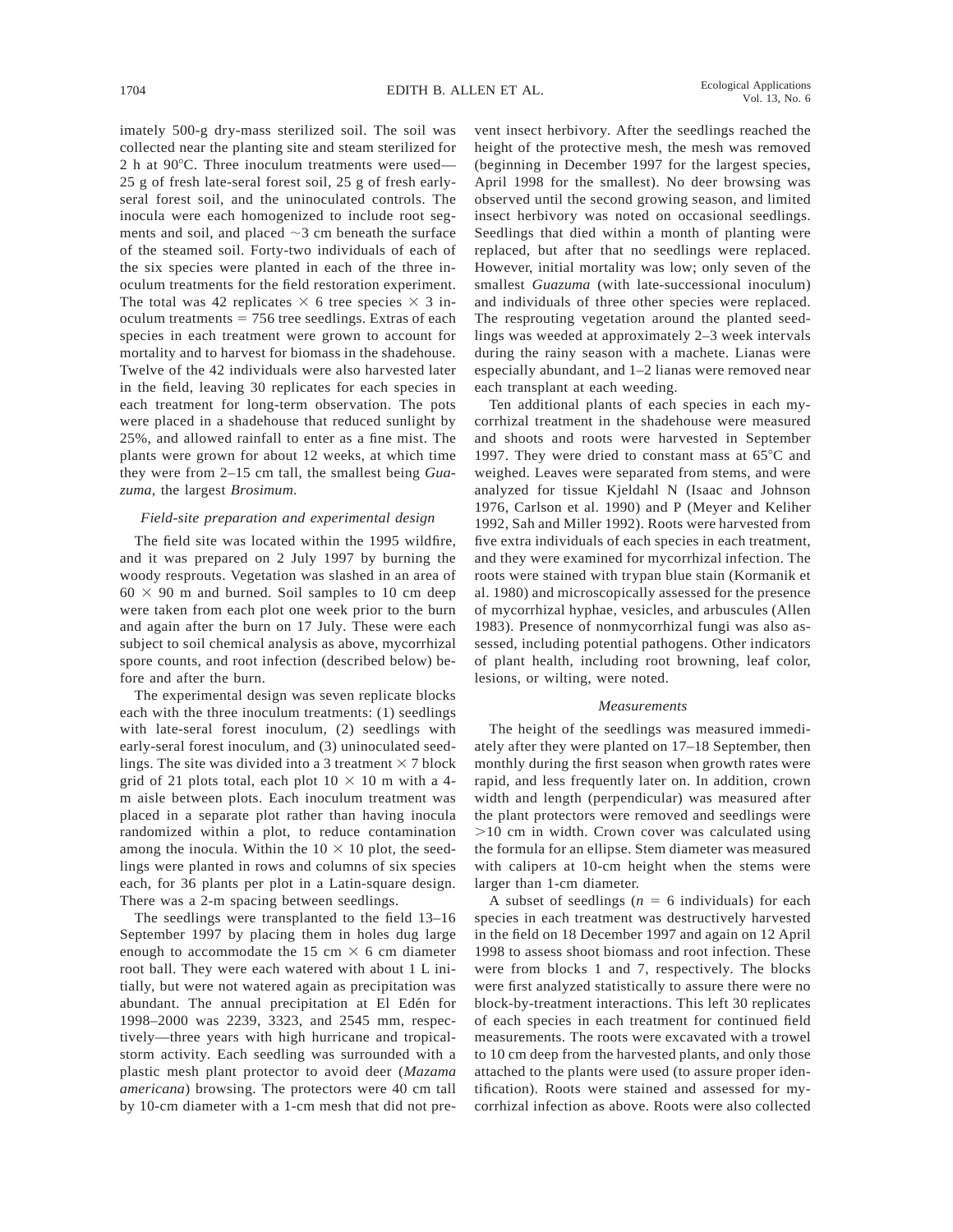imately 500-g dry-mass sterilized soil. The soil was collected near the planting site and steam sterilized for 2 h at 90°C. Three inoculum treatments were used—25 g of fresh late-seral forest soil, 25 g of fresh early-seral forest soil, and the uninoculated controls. The inocula were each homogenized to include root segments and soil, and placed ~3 cm beneath the surface of the steamed soil. Forty-two individuals of each of the six species were planted in each of the three inoculum treatments for the field restoration experiment. The total was 42 replicates × 6 tree species × 3 inoculum treatments = 756 tree seedlings. Extras of each species in each treatment were grown to account for mortality and to harvest for biomass in the shadehouse. Twelve of the 42 individuals were also harvested later in the field, leaving 30 replicates for each species in each treatment for long-term observation. The pots were placed in a shadehouse that reduced sunlight by 25%, and allowed rainfall to enter as a fine mist. The plants were grown for about 12 weeks, at which time they were from 2–15 cm tall, the smallest being *Guazuma*, the largest *Brosimum*.

### *Field-site preparation and experimental design*

The field site was located within the 1995 wildfire, and it was prepared on 2 July 1997 by burning the woody resprouts. Vegetation was slashed in an area of 60 × 90 m and burned. Soil samples to 10 cm deep were taken from each plot one week prior to the burn and again after the burn on 17 July. These were each subject to soil chemical analysis as above, mycorrhizal spore counts, and root infection (described below) before and after the burn.

The experimental design was seven replicate blocks each with the three inoculum treatments: (1) seedlings with late-seral forest inoculum, (2) seedlings with early-seral forest inoculum, and (3) uninoculated seedlings. The site was divided into a 3 treatment × 7 block grid of 21 plots total, each plot 10 × 10 m with a 4-m aisle between plots. Each inoculum treatment was placed in a separate plot rather than having inocula randomized within a plot, to reduce contamination among the inocula. Within the 10 × 10 plot, the seedlings were planted in rows and columns of six species each, for 36 plants per plot in a Latin-square design. There was a 2-m spacing between seedlings.

The seedlings were transplanted to the field 13–16 September 1997 by placing them in holes dug large enough to accommodate the 15 cm × 6 cm diameter root ball. They were each watered with about 1 L initially, but were not watered again as precipitation was abundant. The annual precipitation at El Edén for 1998–2000 was 2239, 3323, and 2545 mm, respectively—three years with high hurricane and tropical-storm activity. Each seedling was surrounded with a plastic mesh plant protector to avoid deer (*Mazama americana*) browsing. The protectors were 40 cm tall by 10-cm diameter with a 1-cm mesh that did not prevent insect herbivory. After the seedlings reached the height of the protective mesh, the mesh was removed (beginning in December 1997 for the largest species, April 1998 for the smallest). No deer browsing was observed until the second growing season, and limited insect herbivory was noted on occasional seedlings. Seedlings that died within a month of planting were replaced, but after that no seedlings were replaced. However, initial mortality was low; only seven of the smallest *Guazuma* (with late-successional inoculum) and individuals of three other species were replaced. The resprouting vegetation around the planted seedlings was weeded at approximately 2–3 week intervals during the rainy season with a machete. Lianas were especially abundant, and 1–2 lianas were removed near each transplant at each weeding.

Ten additional plants of each species in each mycorrhizal treatment in the shadehouse were measured and shoots and roots were harvested in September 1997. They were dried to constant mass at 65°C and weighed. Leaves were separated from stems, and were analyzed for tissue Kjeldahl N (Isaac and Johnson 1976, Carlson et al. 1990) and P (Meyer and Keliher 1992, Sah and Miller 1992). Roots were harvested from five extra individuals of each species in each treatment, and they were examined for mycorrhizal infection. The roots were stained with trypan blue stain (Kormanik et al. 1980) and microscopically assessed for the presence of mycorrhizal hyphae, vesicles, and arbuscules (Allen 1983). Presence of nonmycorrhizal fungi was also assessed, including potential pathogens. Other indicators of plant health, including root browning, leaf color, lesions, or wilting, were noted.

### *Measurements*

The height of the seedlings was measured immediately after they were planted on 17–18 September, then monthly during the first season when growth rates were rapid, and less frequently later on. In addition, crown width and length (perpendicular) was measured after the plant protectors were removed and seedlings were >10 cm in width. Crown cover was calculated using the formula for an ellipse. Stem diameter was measured with calipers at 10-cm height when the stems were larger than 1-cm diameter.

A subset of seedlings ($n$ = 6 individuals) for each species in each treatment was destructively harvested in the field on 18 December 1997 and again on 12 April 1998 to assess shoot biomass and root infection. These were from blocks 1 and 7, respectively. The blocks were first analyzed statistically to assure there were no block-by-treatment interactions. This left 30 replicates of each species in each treatment for continued field measurements. The roots were excavated with a trowel to 10 cm deep from the harvested plants, and only those attached to the plants were used (to assure proper identification). Roots were stained and assessed for mycorrhizal infection as above. Roots were also collected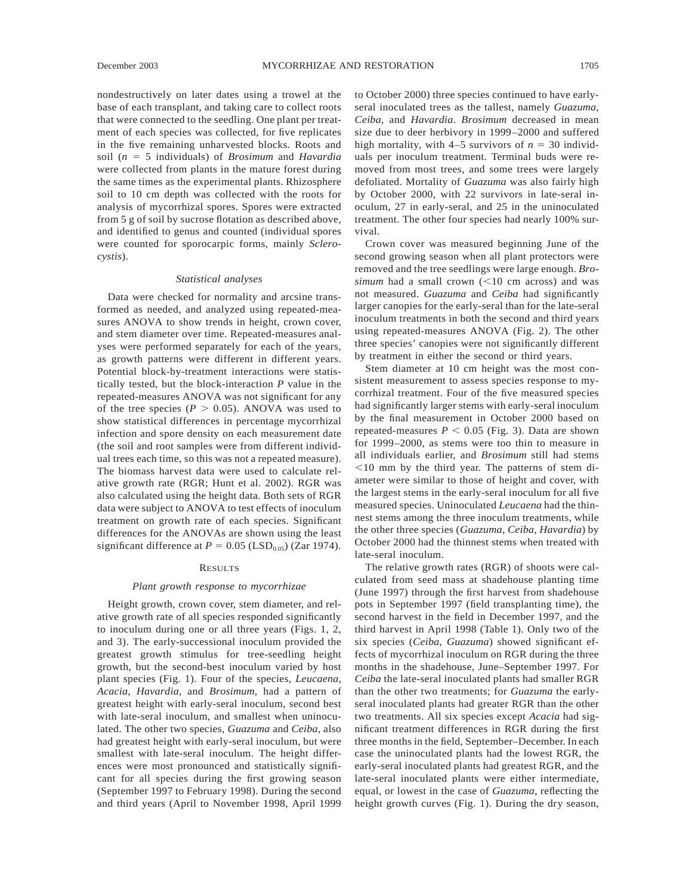nondestructively on later dates using a trowel at the base of each transplant, and taking care to collect roots that were connected to the seedling. One plant per treatment of each species was collected, for five replicates in the five remaining unharvested blocks. Roots and soil ($n = 5$ individuals) of *Brosimum* and *Havardia* were collected from plants in the mature forest during the same times as the experimental plants. Rhizosphere soil to 10 cm depth was collected with the roots for analysis of mycorrhizal spores. Spores were extracted from 5 g of soil by sucrose flotation as described above, and identified to genus and counted (individual spores were counted for sporocarpic forms, mainly *Sclerocystis*).

### *Statistical analyses*

Data were checked for normality and arcsine transformed as needed, and analyzed using repeated-measures ANOVA to show trends in height, crown cover, and stem diameter over time. Repeated-measures analyses were performed separately for each of the years, as growth patterns were different in different years. Potential block-by-treatment interactions were statistically tested, but the block-interaction *P* value in the repeated-measures ANOVA was not significant for any of the tree species ($P > 0.05$). ANOVA was used to show statistical differences in percentage mycorrhizal infection and spore density on each measurement date (the soil and root samples were from different individual trees each time, so this was not a repeated measure). The biomass harvest data were used to calculate relative growth rate (RGR; Hunt et al. 2002). RGR was also calculated using the height data. Both sets of RGR data were subject to ANOVA to test effects of inoculum treatment on growth rate of each species. Significant differences for the ANOVAs are shown using the least significant difference at $P = 0.05$ ($LSD_{0.05}$) (Zar 1974).

## RESULTS

### *Plant growth response to mycorrhizae*

Height growth, crown cover, stem diameter, and relative growth rate of all species responded significantly to inoculum during one or all three years (Figs. 1, 2, and 3). The early-successional inoculum provided the greatest growth stimulus for tree-seedling height growth, but the second-best inoculum varied by host plant species (Fig. 1). Four of the species, *Leucaena*, *Acacia*, *Havardia*, and *Brosimum*, had a pattern of greatest height with early-seral inoculum, second best with late-seral inoculum, and smallest when uninoculated. The other two species, *Guazuma* and *Ceiba*, also had greatest height with early-seral inoculum, but were smallest with late-seral inoculum. The height differences were most pronounced and statistically significant for all species during the first growing season (September 1997 to February 1998). During the second and third years (April to November 1998, April 1999 to October 2000) three species continued to have early-seral inoculated trees as the tallest, namely *Guazuma*, *Ceiba*, and *Havardia*. *Brosimum* decreased in mean size due to deer herbivory in 1999–2000 and suffered high mortality, with 4–5 survivors of $n = 30$ individuals per inoculum treatment. Terminal buds were removed from most trees, and some trees were largely defoliated. Mortality of *Guazuma* was also fairly high by October 2000, with 22 survivors in late-seral inoculum, 27 in early-seral, and 25 in the uninoculated treatment. The other four species had nearly 100% survival.

Crown cover was measured beginning June of the second growing season when all plant protectors were removed and the tree seedlings were large enough. *Brosimum* had a small crown (<10 cm across) and was not measured. *Guazuma* and *Ceiba* had significantly larger canopies for the early-seral than for the late-seral inoculum treatments in both the second and third years using repeated-measures ANOVA (Fig. 2). The other three species' canopies were not significantly different by treatment in either the second or third years.

Stem diameter at 10 cm height was the most consistent measurement to assess species response to mycorrhizal treatment. Four of the five measured species had significantly larger stems with early-seral inoculum by the final measurement in October 2000 based on repeated-measures $P < 0.05$ (Fig. 3). Data are shown for 1999–2000, as stems were too thin to measure in all individuals earlier, and *Brosimum* still had stems <10 mm by the third year. The patterns of stem diameter were similar to those of height and cover, with the largest stems in the early-seral inoculum for all five measured species. Uninoculated *Leucaena* had the thinnest stems among the three inoculum treatments, while the other three species (*Guazuma*, *Ceiba*, *Havardia*) by October 2000 had the thinnest stems when treated with late-seral inoculum.

The relative growth rates (RGR) of shoots were calculated from seed mass at shadehouse planting time (June 1997) through the first harvest from shadehouse pots in September 1997 (field transplanting time), the second harvest in the field in December 1997, and the third harvest in April 1998 (Table 1). Only two of the six species (*Ceiba*, *Guazuma*) showed significant effects of mycorrhizal inoculum on RGR during the three months in the shadehouse, June–September 1997. For *Ceiba* the late-seral inoculated plants had smaller RGR than the other two treatments; for *Guazuma* the early-seral inoculated plants had greater RGR than the other two treatments. All six species except *Acacia* had significant treatment differences in RGR during the first three months in the field, September–December. In each case the uninoculated plants had the lowest RGR, the early-seral inoculated plants had greatest RGR, and the late-seral inoculated plants were either intermediate, equal, or lowest in the case of *Guazuma*, reflecting the height growth curves (Fig. 1). During the dry season,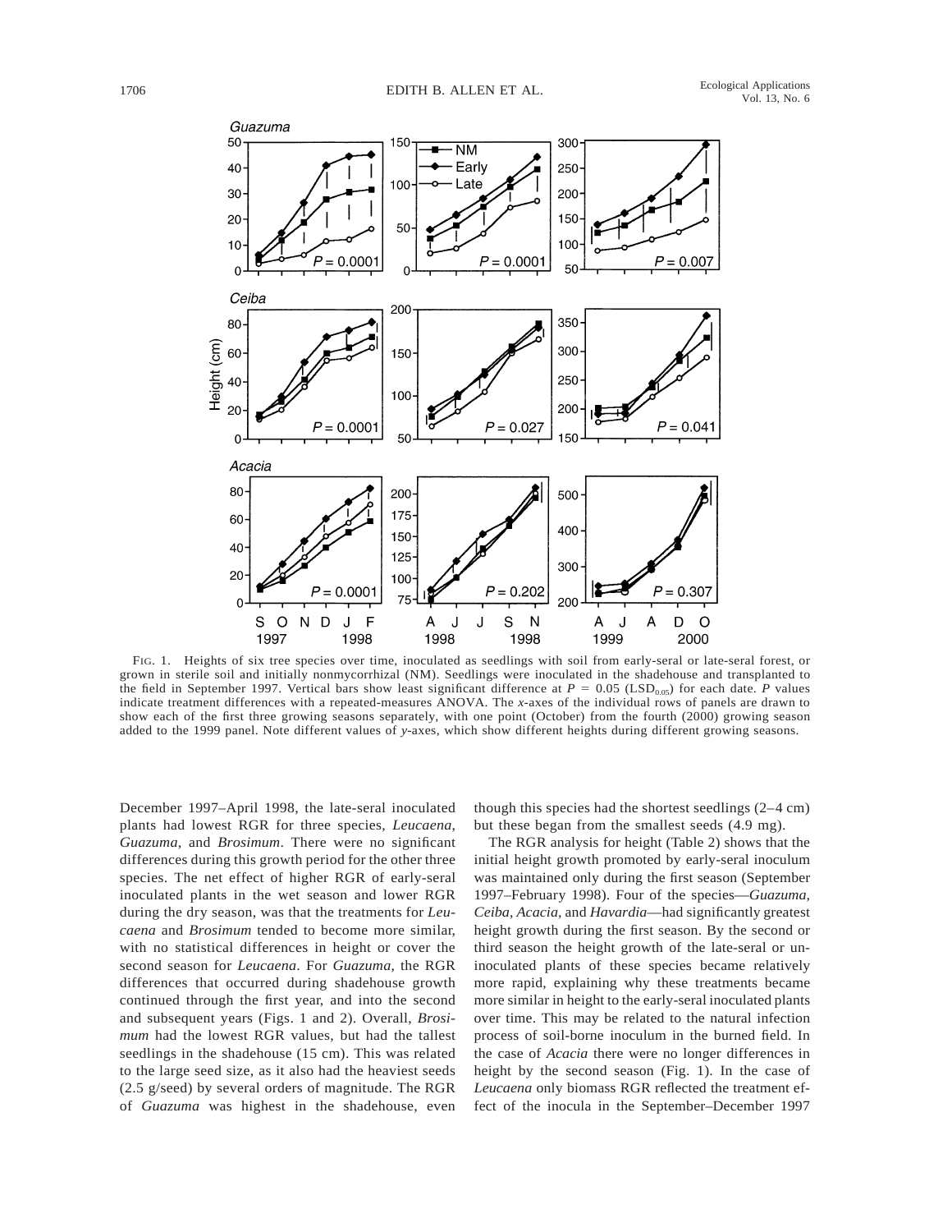FIG. 1. Heights of six tree species over time, inoculated as seedlings with soil from early-seral or late-seral forest, or grown in sterile soil and initially nonmycorrhizal (NM). Seedlings were inoculated in the shadehouse and transplanted to the field in September 1997. Vertical bars show least significant difference at $P = 0.05$ ($LSD_{0.05}$) for each date. $P$ values indicate treatment differences with a repeated-measures ANOVA. The $x$-axes of the individual rows of panels are drawn to show each of the first three growing seasons separately, with one point (October) from the fourth (2000) growing season added to the 1999 panel. Note different values of $y$-axes, which show different heights during different growing seasons.

December 1997–April 1998, the late-seral inoculated plants had lowest RGR for three species, *Leucaena*, *Guazuma*, and *Brosimum*. There were no significant differences during this growth period for the other three species. The net effect of higher RGR of early-seral inoculated plants in the wet season and lower RGR during the dry season, was that the treatments for *Leucaena* and *Brosimum* tended to become more similar, with no statistical differences in height or cover the second season for *Leucaena*. For *Guazuma*, the RGR differences that occurred during shadehouse growth continued through the first year, and into the second and subsequent years (Figs. 1 and 2). Overall, *Brosimum* had the lowest RGR values, but had the tallest seedlings in the shadehouse (15 cm). This was related to the large seed size, as it also had the heaviest seeds (2.5 g/seed) by several orders of magnitude. The RGR of *Guazuma* was highest in the shadehouse, even though this species had the shortest seedlings (2–4 cm) but these began from the smallest seeds (4.9 mg).

The RGR analysis for height (Table 2) shows that the initial height growth promoted by early-seral inoculum was maintained only during the first season (September 1997–February 1998). Four of the species—*Guazuma*, *Ceiba*, *Acacia*, and *Havardia*—had significantly greatest height growth during the first season. By the second or third season the height growth of the late-seral or uninoculated plants of these species became relatively more rapid, explaining why these treatments became more similar in height to the early-seral inoculated plants over time. This may be related to the natural infection process of soil-borne inoculum in the burned field. In the case of *Acacia* there were no longer differences in height by the second season (Fig. 1). In the case of *Leucaena* only biomass RGR reflected the treatment effect of the inocula in the September–December 1997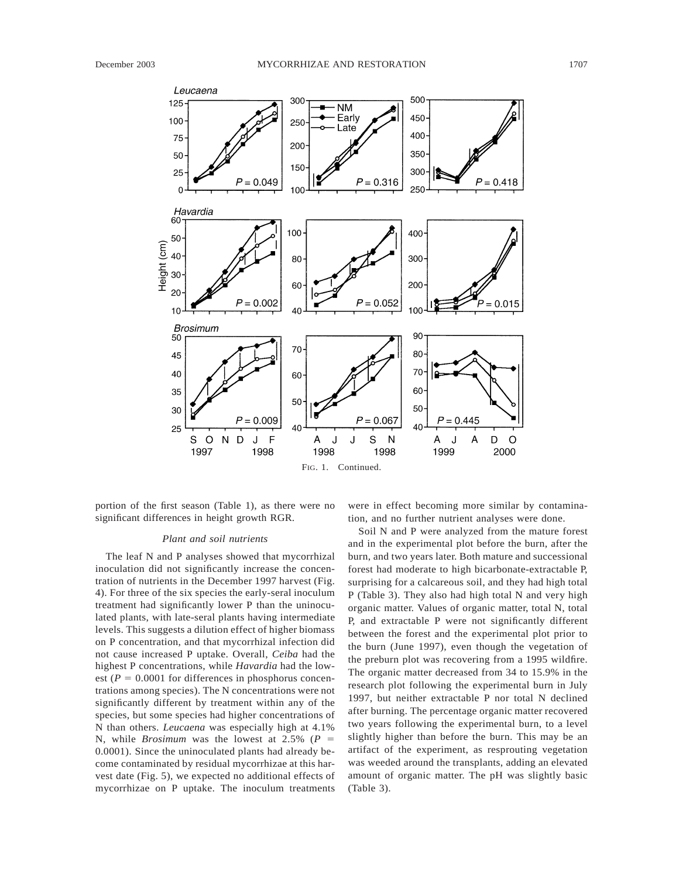FIG. 1. Continued.

portion of the first season (Table 1), as there were no significant differences in height growth RGR.

### *Plant and soil nutrients*

The leaf N and P analyses showed that mycorrhizal inoculation did not significantly increase the concentration of nutrients in the December 1997 harvest (Fig. 4). For three of the six species the early-seral inoculum treatment had significantly lower P than the uninoculated plants, with late-seral plants having intermediate levels. This suggests a dilution effect of higher biomass on P concentration, and that mycorrhizal infection did not cause increased P uptake. Overall, *Ceiba* had the highest P concentrations, while *Havardia* had the lowest ($P = 0.0001$ for differences in phosphorus concentrations among species). The N concentrations were not significantly different by treatment within any of the species, but some species had higher concentrations of N than others. *Leucaena* was especially high at 4.1% N, while *Brosimum* was the lowest at 2.5% ($P = 0.0001$). Since the uninoculated plants had already become contaminated by residual mycorrhizae at this harvest date (Fig. 5), we expected no additional effects of mycorrhizae on P uptake. The inoculum treatments were in effect becoming more similar by contamination, and no further nutrient analyses were done.

Soil N and P were analyzed from the mature forest and in the experimental plot before the burn, after the burn, and two years later. Both mature and successional forest had moderate to high bicarbonate-extractable P, surprising for a calcareous soil, and they had high total P (Table 3). They also had high total N and very high organic matter. Values of organic matter, total N, total P, and extractable P were not significantly different between the forest and the experimental plot prior to the burn (June 1997), even though the vegetation of the preburn plot was recovering from a 1995 wildfire. The organic matter decreased from 34 to 15.9% in the research plot following the experimental burn in July 1997, but neither extractable P nor total N declined after burning. The percentage organic matter recovered two years following the experimental burn, to a level slightly higher than before the burn. This may be an artifact of the experiment, as resprouting vegetation was weeded around the transplants, adding an elevated amount of organic matter. The pH was slightly basic (Table 3).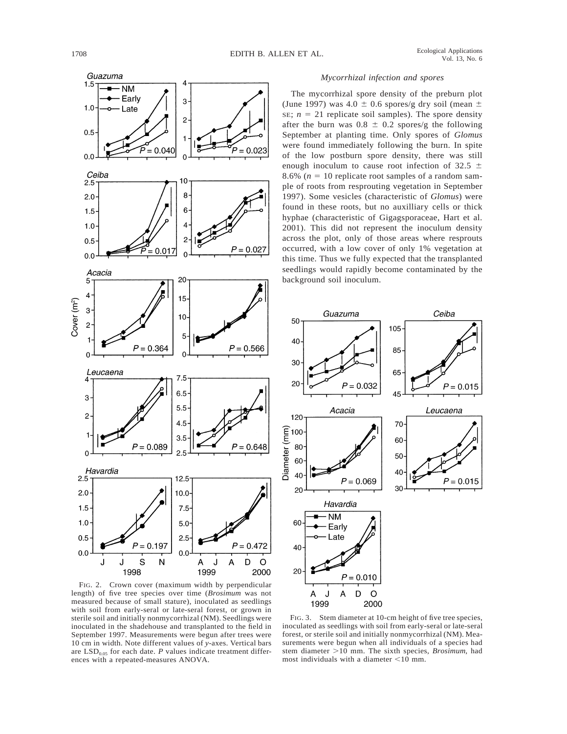FIG. 2. Crown cover (maximum width by perpendicular length) of five tree species over time (*Brosimum* was not measured because of small stature), inoculated as seedlings with soil from early-seral or late-seral forest, or grown in sterile soil and initially nonmycorrhizal (NM). Seedlings were inoculated in the shadehouse and transplanted to the field in September 1997. Measurements were begun after trees were 10 cm in width. Note different values of *y*-axes. Vertical bars are $LSD_{0.05}$ for each date. *P* values indicate treatment differences with a repeated-measures ANOVA.

*Mycorrhizal infection and spores*

The mycorrhizal spore density of the preburn plot (June 1997) was $4.0 \pm 0.6$ spores/g dry soil (mean $\pm$ SE; $n = 21$ replicate soil samples). The spore density after the burn was $0.8 \pm 0.2$ spores/g the following September at planting time. Only spores of *Glomus* were found immediately following the burn. In spite of the low postburn spore density, there was still enough inoculum to cause root infection of $32.5 \pm 8.6\%$ ($n = 10$ replicate root samples of a random sample of roots from resprouting vegetation in September 1997). Some vesicles (characteristic of *Glomus*) were found in these roots, but no auxilliary cells or thick hyphae (characteristic of Gigagsporaceae, Hart et al. 2001). This did not represent the inoculum density across the plot, only of those areas where resprouts occurred, with a low cover of only 1% vegetation at this time. Thus we fully expected that the transplanted seedlings would rapidly become contaminated by the background soil inoculum.

FIG. 3. Stem diameter at 10-cm height of five tree species, inoculated as seedlings with soil from early-seral or late-seral forest, or sterile soil and initially nonmycorrhizal (NM). Measurements were begun when all individuals of a species had stem diameter >10 mm. The sixth species, *Brosimum*, had most individuals with a diameter <10 mm.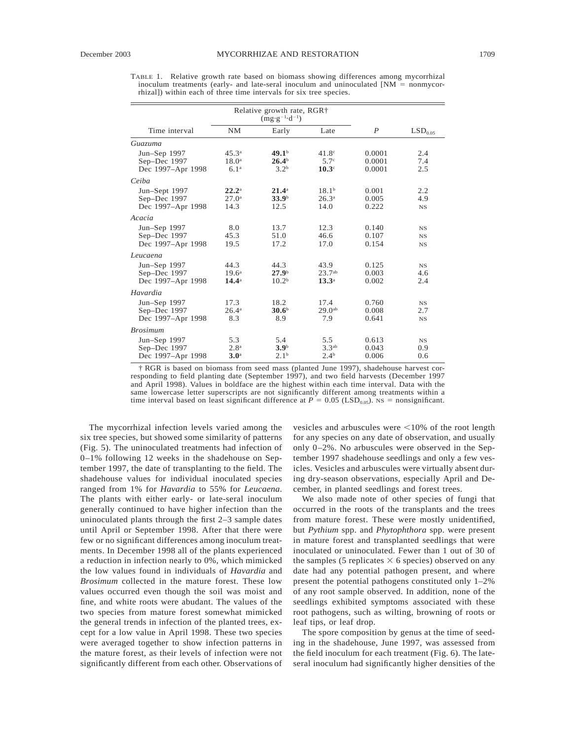TABLE 1. Relative growth rate based on biomass showing differences among mycorrhizal inoculum treatments (early- and late-seral inoculum and uninoculated [NM = nonmycorrhizal]) within each of three time intervals for six tree species.

| Time interval | Relative growth rate, RGR† ($mg \cdot g^{-1} \cdot d^{-1}$) NM | Early | Late | $P$ | $LSD_{0.05}$ |
|---|---|---|---|---|---|
| *Guazuma* | | | | | |
| Jun–Sep 1997 | 45.3[a] | **49.1**[b] | 41.8[c] | 0.0001 | 2.4 |
| Sep–Dec 1997 | 18.0[a] | **26.4**[b] | 5.7[c] | 0.0001 | 7.4 |
| Dec 1997–Apr 1998 | 6.1[a] | 3.2[b] | **10.3**[c] | 0.0001 | 2.5 |
| *Ceiba* | | | | | |
| Jun–Sept 1997 | **22.2**[a] | **21.4**[a] | 18.1[b] | 0.001 | 2.2 |
| Sep–Dec 1997 | 27.0[a] | **33.9**[b] | 26.3[a] | 0.005 | 4.9 |
| Dec 1997–Apr 1998 | 14.3 | 12.5 | 14.0 | 0.222 | NS |
| *Acacia* | | | | | |
| Jun–Sep 1997 | 8.0 | 13.7 | 12.3 | 0.140 | NS |
| Sep–Dec 1997 | 45.3 | 51.0 | 46.6 | 0.107 | NS |
| Dec 1997–Apr 1998 | 19.5 | 17.2 | 17.0 | 0.154 | NS |
| *Leucaena* | | | | | |
| Jun–Sep 1997 | 44.3 | 44.3 | 43.9 | 0.125 | NS |
| Sep–Dec 1997 | 19.6[a] | **27.9**[b] | 23.7[ab] | 0.003 | 4.6 |
| Dec 1997–Apr 1998 | **14.4**[a] | 10.2[b] | **13.3**[a] | 0.002 | 2.4 |
| *Havardia* | | | | | |
| Jun–Sep 1997 | 17.3 | 18.2 | 17.4 | 0.760 | NS |
| Sep–Dec 1997 | 26.4[a] | **30.6**[b] | 29.0[ab] | 0.008 | 2.7 |
| Dec 1997–Apr 1998 | 8.3 | 8.9 | 7.9 | 0.641 | NS |
| *Brosimum* | | | | | |
| Jun–Sep 1997 | 5.3 | 5.4 | 5.5 | 0.613 | NS |
| Sep–Dec 1997 | 2.8[a] | **3.9**[b] | 3.3[ab] | 0.043 | 0.9 |
| Dec 1997–Apr 1998 | **3.0**[a] | 2.1[b] | 2.4[b] | 0.006 | 0.6 |

† RGR is based on biomass from seed mass (planted June 1997), shadehouse harvest corresponding to field planting date (September 1997), and two field harvests (December 1997 and April 1998). Values in boldface are the highest within each time interval. Data with the same lowercase letter superscripts are not significantly different among treatments within a time interval based on least significant difference at $P = 0.05$ ($LSD_{0.05}$). NS = nonsignificant.

The mycorrhizal infection levels varied among the six tree species, but showed some similarity of patterns (Fig. 5). The uninoculated treatments had infection of 0–1% following 12 weeks in the shadehouse on September 1997, the date of transplanting to the field. The shadehouse values for individual inoculated species ranged from 1% for *Havardia* to 55% for *Leucaena*. The plants with either early- or late-seral inoculum generally continued to have higher infection than the uninoculated plants through the first 2–3 sample dates until April or September 1998. After that there were few or no significant differences among inoculum treatments. In December 1998 all of the plants experienced a reduction in infection nearly to 0%, which mimicked the low values found in individuals of *Havardia* and *Brosimum* collected in the mature forest. These low values occurred even though the soil was moist and fine, and white roots were abudant. The values of the two species from mature forest somewhat mimicked the general trends in infection of the planted trees, except for a low value in April 1998. These two species were averaged together to show infection patterns in the mature forest, as their levels of infection were not significantly different from each other. Observations of vesicles and arbuscules were <10% of the root length for any species on any date of observation, and usually only 0–2%. No arbuscules were observed in the September 1997 shadehouse seedlings and only a few vesicles. Vesicles and arbuscules were virtually absent during dry-season observations, especially April and December, in planted seedlings and forest trees.

We also made note of other species of fungi that occurred in the roots of the transplants and the trees from mature forest. These were mostly unidentified, but *Pythium* spp. and *Phytophthora* spp. were present in mature forest and transplanted seedlings that were inoculated or uninoculated. Fewer than 1 out of 30 of the samples (5 replicates × 6 species) observed on any date had any potential pathogen present, and where present the potential pathogens constituted only 1–2% of any root sample observed. In addition, none of the seedlings exhibited symptoms associated with these root pathogens, such as wilting, browning of roots or leaf tips, or leaf drop.

The spore composition by genus at the time of seeding in the shadehouse, June 1997, was assessed from the field inoculum for each treatment (Fig. 6). The late-seral inoculum had significantly higher densities of the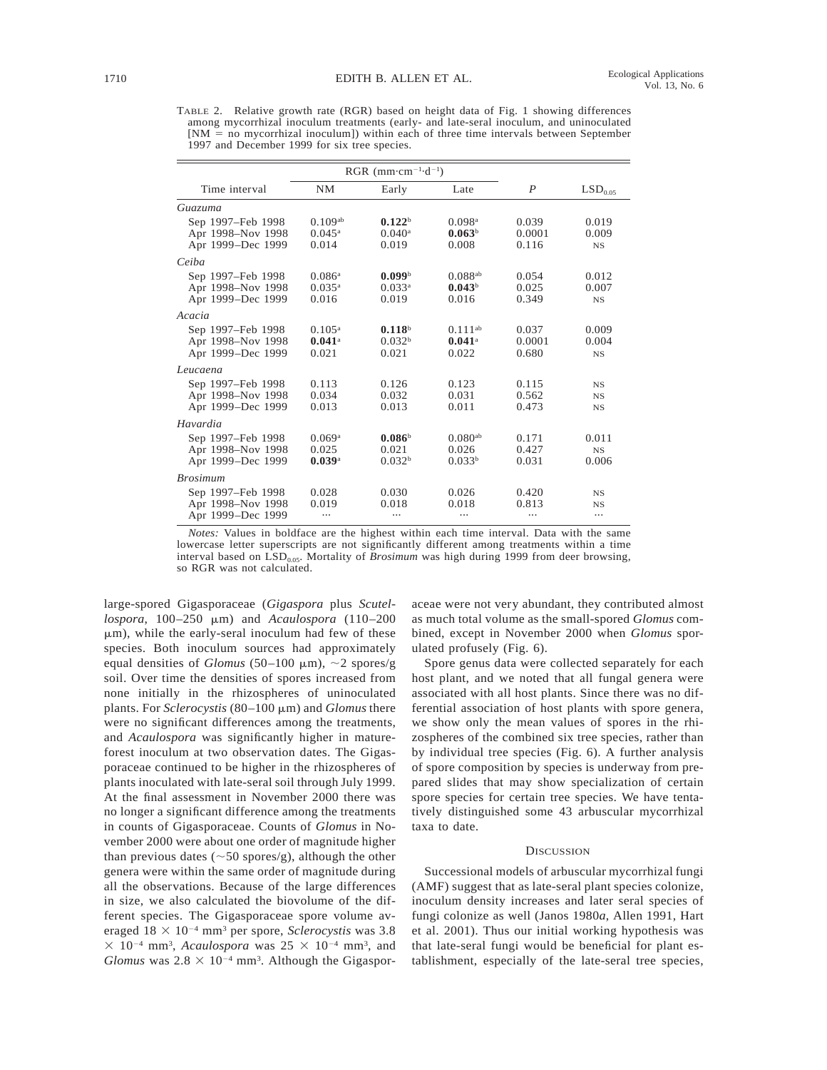TABLE 2. Relative growth rate (RGR) based on height data of Fig. 1 showing differences among mycorrhizal inoculum treatments (early- and late-seral inoculum, and uninoculated [NM = no mycorrhizal inoculum]) within each of three time intervals between September 1997 and December 1999 for six tree species.

| Time interval | RGR ($mm \cdot cm^{-1} \cdot d^{-1}$) | | | *P* | $LSD_{0.05}$ |
|---|---|---|---|---|---|
| | NM | Early | Late | | |
| *Guazuma* | | | | | |
| Sep 1997–Feb 1998 | 0.109[ab] | **0.122**[b] | 0.098[a] | 0.039 | 0.019 |
| Apr 1998–Nov 1998 | 0.045[a] | 0.040[a] | **0.063**[b] | 0.0001 | 0.009 |
| Apr 1999–Dec 1999 | 0.014 | 0.019 | 0.008 | 0.116 | NS |
| *Ceiba* | | | | | |
| Sep 1997–Feb 1998 | 0.086[a] | **0.099**[b] | 0.088[ab] | 0.054 | 0.012 |
| Apr 1998–Nov 1998 | 0.035[a] | 0.033[a] | **0.043**[b] | 0.025 | 0.007 |
| Apr 1999–Dec 1999 | 0.016 | 0.019 | 0.016 | 0.349 | NS |
| *Acacia* | | | | | |
| Sep 1997–Feb 1998 | 0.105[a] | **0.118**[b] | 0.111[ab] | 0.037 | 0.009 |
| Apr 1998–Nov 1998 | **0.041**[a] | 0.032[b] | **0.041**[a] | 0.0001 | 0.004 |
| Apr 1999–Dec 1999 | 0.021 | 0.021 | 0.022 | 0.680 | NS |
| *Leucaena* | | | | | |
| Sep 1997–Feb 1998 | 0.113 | 0.126 | 0.123 | 0.115 | NS |
| Apr 1998–Nov 1998 | 0.034 | 0.032 | 0.031 | 0.562 | NS |
| Apr 1999–Dec 1999 | 0.013 | 0.013 | 0.011 | 0.473 | NS |
| *Havardia* | | | | | |
| Sep 1997–Feb 1998 | 0.069[a] | **0.086**[b] | 0.080[ab] | 0.171 | 0.011 |
| Apr 1998–Nov 1998 | 0.025 | 0.021 | 0.026 | 0.427 | NS |
| Apr 1999–Dec 1999 | **0.039**[a] | 0.032[b] | 0.033[b] | 0.031 | 0.006 |
| *Brosimum* | | | | | |
| Sep 1997–Feb 1998 | 0.028 | 0.030 | 0.026 | 0.420 | NS |
| Apr 1998–Nov 1998 | 0.019 | 0.018 | 0.018 | 0.813 | NS |
| Apr 1999–Dec 1999 | ··· | ··· | ··· | ··· | ··· |

*Notes:* Values in boldface are the highest within each time interval. Data with the same lowercase letter superscripts are not significantly different among treatments within a time interval based on $LSD_{0.05}$. Mortality of *Brosimum* was high during 1999 from deer browsing, so RGR was not calculated.

large-spored Gigasporaceae (*Gigaspora* plus *Scutellospora*, 100–250 μm) and *Acaulospora* (110–200 μm), while the early-seral inoculum had few of these species. Both inoculum sources had approximately equal densities of *Glomus* (50–100 μm), ~2 spores/g soil. Over time the densities of spores increased from none initially in the rhizospheres of uninoculated plants. For *Sclerocystis* (80–100 μm) and *Glomus* there were no significant differences among the treatments, and *Acaulospora* was significantly higher in mature-forest inoculum at two observation dates. The Gigasporaceae continued to be higher in the rhizospheres of plants inoculated with late-seral soil through July 1999. At the final assessment in November 2000 there was no longer a significant difference among the treatments in counts of Gigasporaceae. Counts of *Glomus* in November 2000 were about one order of magnitude higher than previous dates (~50 spores/g), although the other genera were within the same order of magnitude during all the observations. Because of the large differences in size, we also calculated the biovolume of the different species. The Gigasporaceae spore volume averaged $18 \times 10^{-4}$ mm$^3$ per spore, *Sclerocystis* was $3.8 \times 10^{-4}$ mm$^3$, *Acaulospora* was $25 \times 10^{-4}$ mm$^3$, and *Glomus* was $2.8 \times 10^{-4}$ mm$^3$. Although the Gigasporaceae were not very abundant, they contributed almost as much total volume as the small-spored *Glomus* combined, except in November 2000 when *Glomus* sporulated profusely (Fig. 6).

Spore genus data were collected separately for each host plant, and we noted that all fungal genera were associated with all host plants. Since there was no differential association of host plants with spore genera, we show only the mean values of spores in the rhizospheres of the combined six tree species, rather than by individual tree species (Fig. 6). A further analysis of spore composition by species is underway from prepared slides that may show specialization of certain spore species for certain tree species. We have tentatively distinguished some 43 arbuscular mycorrhizal taxa to date.

## DISCUSSION

Successional models of arbuscular mycorrhizal fungi (AMF) suggest that as late-seral plant species colonize, inoculum density increases and later seral species of fungi colonize as well (Janos 1980*a*, Allen 1991, Hart et al. 2001). Thus our initial working hypothesis was that late-seral fungi would be beneficial for plant establishment, especially of the late-seral tree species,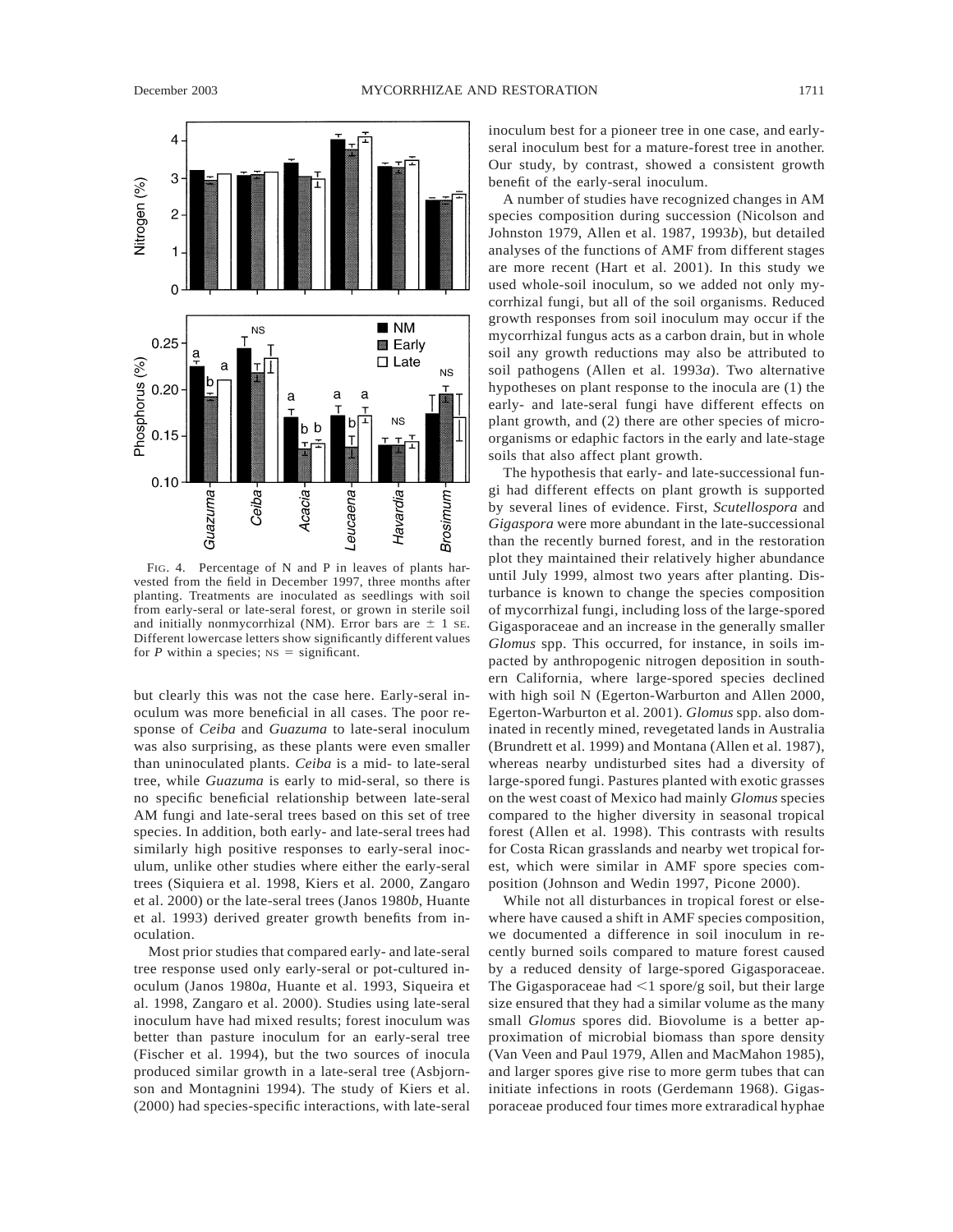FIG. 4. Percentage of N and P in leaves of plants harvested from the field in December 1997, three months after planting. Treatments are inoculated as seedlings with soil from early-seral or late-seral forest, or grown in sterile soil and initially nonmycorrhizal (NM). Error bars are ± 1 SE. Different lowercase letters show significantly different values for *P* within a species; NS = significant.

but clearly this was not the case here. Early-seral inoculum was more beneficial in all cases. The poor response of *Ceiba* and *Guazuma* to late-seral inoculum was also surprising, as these plants were even smaller than uninoculated plants. *Ceiba* is a mid- to late-seral tree, while *Guazuma* is early to mid-seral, so there is no specific beneficial relationship between late-seral AM fungi and late-seral trees based on this set of tree species. In addition, both early- and late-seral trees had similarly high positive responses to early-seral inoculum, unlike other studies where either the early-seral trees (Siquiera et al. 1998, Kiers et al. 2000, Zangaro et al. 2000) or the late-seral trees (Janos 1980*b*, Huante et al. 1993) derived greater growth benefits from inoculation.

Most prior studies that compared early- and late-seral tree response used only early-seral or pot-cultured inoculum (Janos 1980*a*, Huante et al. 1993, Siqueira et al. 1998, Zangaro et al. 2000). Studies using late-seral inoculum have had mixed results; forest inoculum was better than pasture inoculum for an early-seral tree (Fischer et al. 1994), but the two sources of inocula produced similar growth in a late-seral tree (Asbjornson and Montagnini 1994). The study of Kiers et al. (2000) had species-specific interactions, with late-seral inoculum best for a pioneer tree in one case, and early-seral inoculum best for a mature-forest tree in another. Our study, by contrast, showed a consistent growth benefit of the early-seral inoculum.

A number of studies have recognized changes in AM species composition during succession (Nicolson and Johnston 1979, Allen et al. 1987, 1993*b*), but detailed analyses of the functions of AMF from different stages are more recent (Hart et al. 2001). In this study we used whole-soil inoculum, so we added not only mycorrhizal fungi, but all of the soil organisms. Reduced growth responses from soil inoculum may occur if the mycorrhizal fungus acts as a carbon drain, but in whole soil any growth reductions may also be attributed to soil pathogens (Allen et al. 1993*a*). Two alternative hypotheses on plant response to the inocula are (1) the early- and late-seral fungi have different effects on plant growth, and (2) there are other species of microorganisms or edaphic factors in the early and late-stage soils that also affect plant growth.

The hypothesis that early- and late-successional fungi had different effects on plant growth is supported by several lines of evidence. First, *Scutellospora* and *Gigaspora* were more abundant in the late-successional than the recently burned forest, and in the restoration plot they maintained their relatively higher abundance until July 1999, almost two years after planting. Disturbance is known to change the species composition of mycorrhizal fungi, including loss of the large-spored Gigasporaceae and an increase in the generally smaller *Glomus* spp. This occurred, for instance, in soils impacted by anthropogenic nitrogen deposition in southern California, where large-spored species declined with high soil N (Egerton-Warburton and Allen 2000, Egerton-Warburton et al. 2001). *Glomus* spp. also dominated in recently mined, revegetated lands in Australia (Brundrett et al. 1999) and Montana (Allen et al. 1987), whereas nearby undisturbed sites had a diversity of large-spored fungi. Pastures planted with exotic grasses on the west coast of Mexico had mainly *Glomus* species compared to the higher diversity in seasonal tropical forest (Allen et al. 1998). This contrasts with results for Costa Rican grasslands and nearby wet tropical forest, which were similar in AMF spore species composition (Johnson and Wedin 1997, Picone 2000).

While not all disturbances in tropical forest or elsewhere have caused a shift in AMF species composition, we documented a difference in soil inoculum in recently burned soils compared to mature forest caused by a reduced density of large-spored Gigasporaceae. The Gigasporaceae had <1 spore/g soil, but their large size ensured that they had a similar volume as the many small *Glomus* spores did. Biovolume is a better approximation of microbial biomass than spore density (Van Veen and Paul 1979, Allen and MacMahon 1985), and larger spores give rise to more germ tubes that can initiate infections in roots (Gerdemann 1968). Gigasporaceae produced four times more extraradical hyphae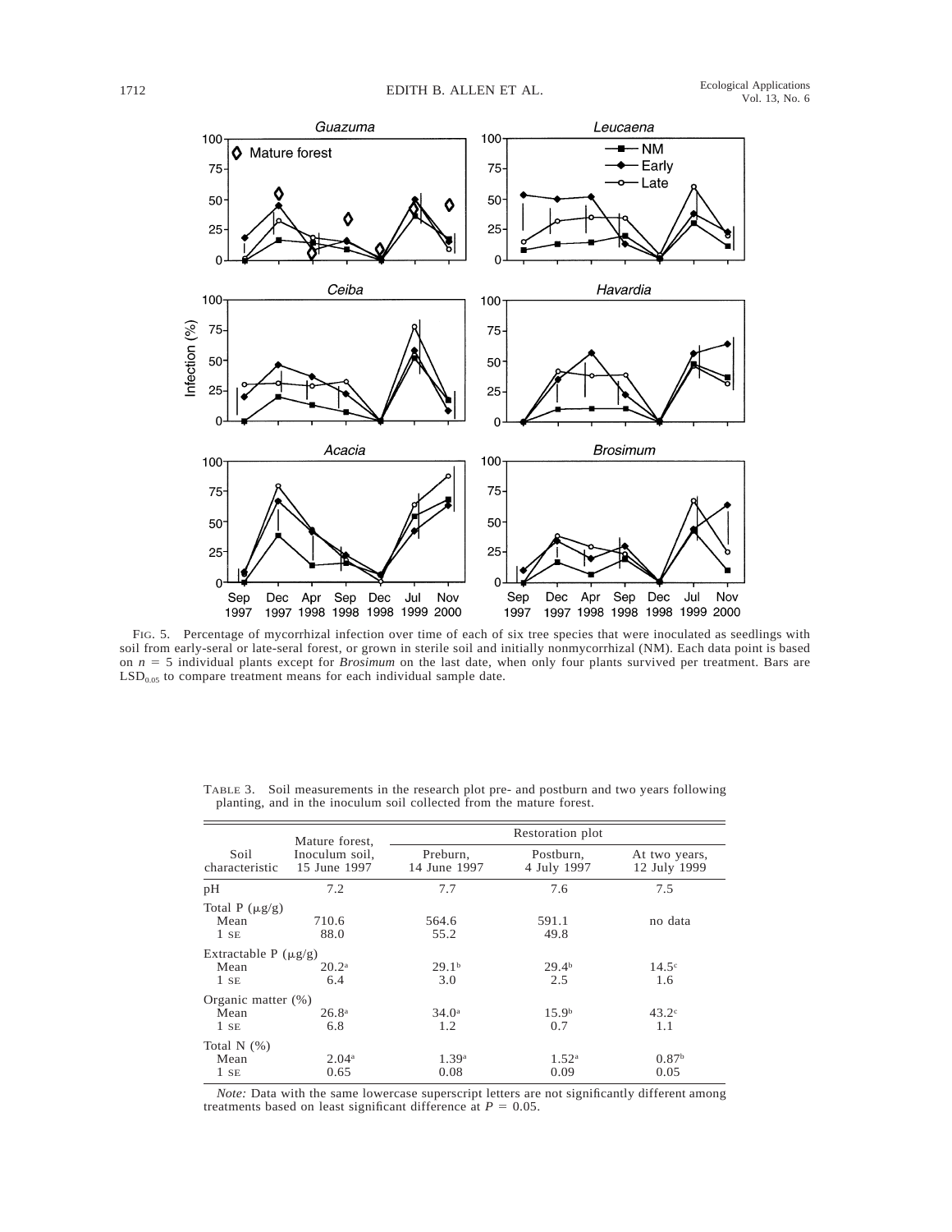FIG. 5. Percentage of mycorrhizal infection over time of each of six tree species that were inoculated as seedlings with soil from early-seral or late-seral forest, or grown in sterile soil and initially nonmycorrhizal (NM). Each data point is based on $n$ = 5 individual plants except for *Brosimum* on the last date, when only four plants survived per treatment. Bars are $LSD_{0.05}$ to compare treatment means for each individual sample date.

TABLE 3. Soil measurements in the research plot pre- and postburn and two years following planting, and in the inoculum soil collected from the mature forest.

| Soil characteristic | Mature forest, Inoculum soil, 15 June 1997 | Restoration plot | | |
|---|---|---|---|---|
| | | Preburn, 14 June 1997 | Postburn, 4 July 1997 | At two years, 12 July 1999 |
| pH | 7.2 | 7.7 | 7.6 | 7.5 |
| Total P (μg/g) | | | | |
| Mean | 710.6 | 564.6 | 591.1 | no data |
| 1 SE | 88.0 | 55.2 | 49.8 | |
| Extractable P (μg/g) | | | | |
| Mean | 20.2[a] | 29.1[b] | 29.4[b] | 14.5[c] |
| 1 SE | 6.4 | 3.0 | 2.5 | 1.6 |
| Organic matter (%) | | | | |
| Mean | 26.8[a] | 34.0[a] | 15.9[b] | 43.2[c] |
| 1 SE | 6.8 | 1.2 | 0.7 | 1.1 |
| Total N (%) | | | | |
| Mean | 2.04[a] | 1.39[a] | 1.52[a] | 0.87[b] |
| 1 SE | 0.65 | 0.08 | 0.09 | 0.05 |

*Note:* Data with the same lowercase superscript letters are not significantly different among treatments based on least significant difference at $P$ = 0.05.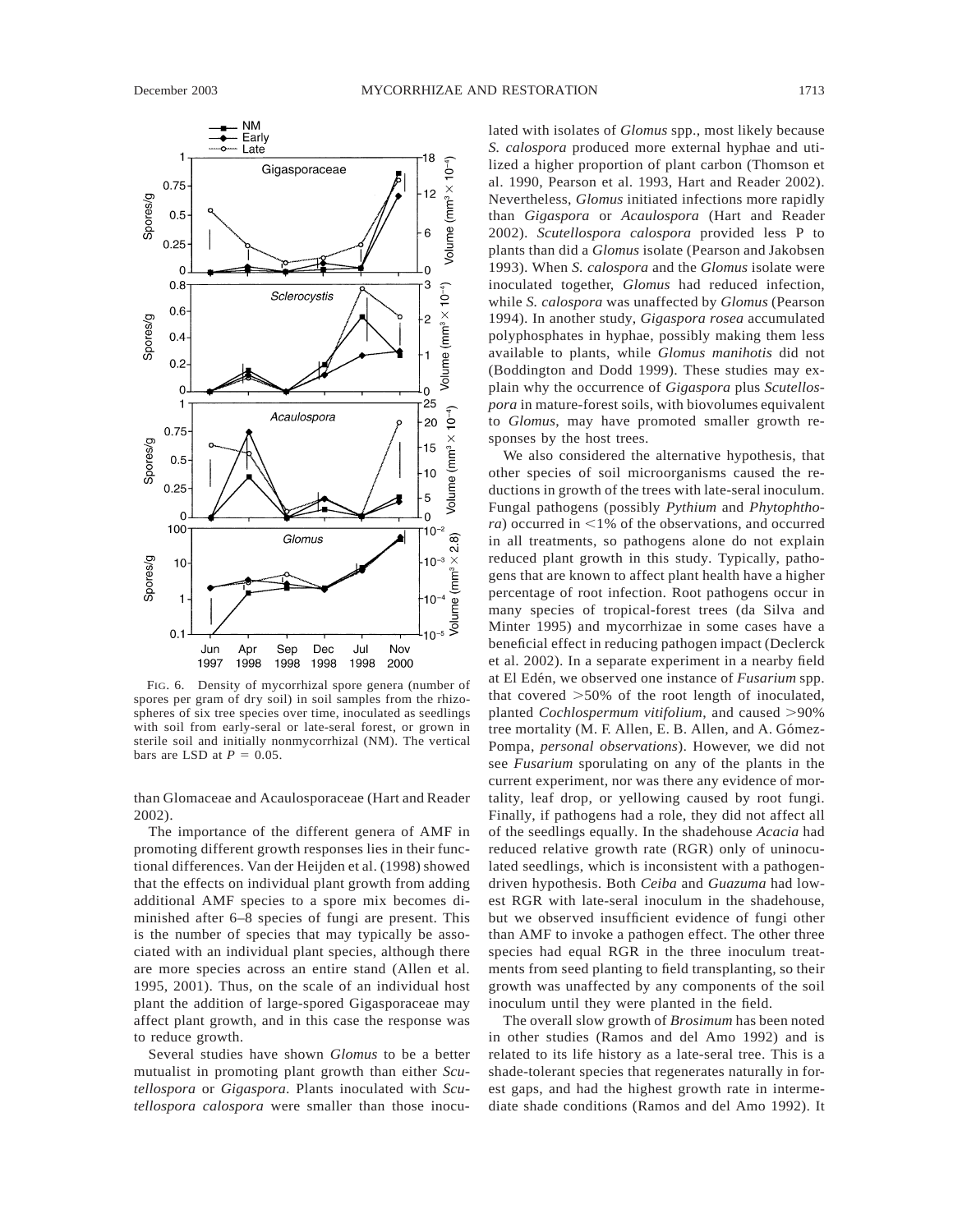FIG. 6. Density of mycorrhizal spore genera (number of spores per gram of dry soil) in soil samples from the rhizospheres of six tree species over time, inoculated as seedlings with soil from early-seral or late-seral forest, or grown in sterile soil and initially nonmycorrhizal (NM). The vertical bars are LSD at $P = 0.05$.

than Glomaceae and Acaulosporaceae (Hart and Reader 2002).

The importance of the different genera of AMF in promoting different growth responses lies in their functional differences. Van der Heijden et al. (1998) showed that the effects on individual plant growth from adding additional AMF species to a spore mix becomes diminished after 6–8 species of fungi are present. This is the number of species that may typically be associated with an individual plant species, although there are more species across an entire stand (Allen et al. 1995, 2001). Thus, on the scale of an individual host plant the addition of large-spored Gigasporaceae may affect plant growth, and in this case the response was to reduce growth.

Several studies have shown *Glomus* to be a better mutualist in promoting plant growth than either *Scutellospora* or *Gigaspora*. Plants inoculated with *Scutellospora calospora* were smaller than those inoculated with isolates of *Glomus* spp., most likely because *S. calospora* produced more external hyphae and utilized a higher proportion of plant carbon (Thomson et al. 1990, Pearson et al. 1993, Hart and Reader 2002). Nevertheless, *Glomus* initiated infections more rapidly than *Gigaspora* or *Acaulospora* (Hart and Reader 2002). *Scutellospora calospora* provided less P to plants than did a *Glomus* isolate (Pearson and Jakobsen 1993). When *S. calospora* and the *Glomus* isolate were inoculated together, *Glomus* had reduced infection, while *S. calospora* was unaffected by *Glomus* (Pearson 1994). In another study, *Gigaspora rosea* accumulated polyphosphates in hyphae, possibly making them less available to plants, while *Glomus manihotis* did not (Boddington and Dodd 1999). These studies may explain why the occurrence of *Gigaspora* plus *Scutellospora* in mature-forest soils, with biovolumes equivalent to *Glomus*, may have promoted smaller growth responses by the host trees.

We also considered the alternative hypothesis, that other species of soil microorganisms caused the reductions in growth of the trees with late-seral inoculum. Fungal pathogens (possibly *Pythium* and *Phytophthora*) occurred in <1% of the observations, and occurred in all treatments, so pathogens alone do not explain reduced plant growth in this study. Typically, pathogens that are known to affect plant health have a higher percentage of root infection. Root pathogens occur in many species of tropical-forest trees (da Silva and Minter 1995) and mycorrhizae in some cases have a beneficial effect in reducing pathogen impact (Declerck et al. 2002). In a separate experiment in a nearby field at El Edén, we observed one instance of *Fusarium* spp. that covered >50% of the root length of inoculated, planted *Cochlospermum vitifolium*, and caused >90% tree mortality (M. F. Allen, E. B. Allen, and A. Gómez-Pompa, *personal observations*). However, we did not see *Fusarium* sporulating on any of the plants in the current experiment, nor was there any evidence of mortality, leaf drop, or yellowing caused by root fungi. Finally, if pathogens had a role, they did not affect all of the seedlings equally. In the shadehouse *Acacia* had reduced relative growth rate (RGR) only of uninoculated seedlings, which is inconsistent with a pathogen-driven hypothesis. Both *Ceiba* and *Guazuma* had lowest RGR with late-seral inoculum in the shadehouse, but we observed insufficient evidence of fungi other than AMF to invoke a pathogen effect. The other three species had equal RGR in the three inoculum treatments from seed planting to field transplanting, so their growth was unaffected by any components of the soil inoculum until they were planted in the field.

The overall slow growth of *Brosimum* has been noted in other studies (Ramos and del Amo 1992) and is related to its life history as a late-seral tree. This is a shade-tolerant species that regenerates naturally in forest gaps, and had the highest growth rate in intermediate shade conditions (Ramos and del Amo 1992). It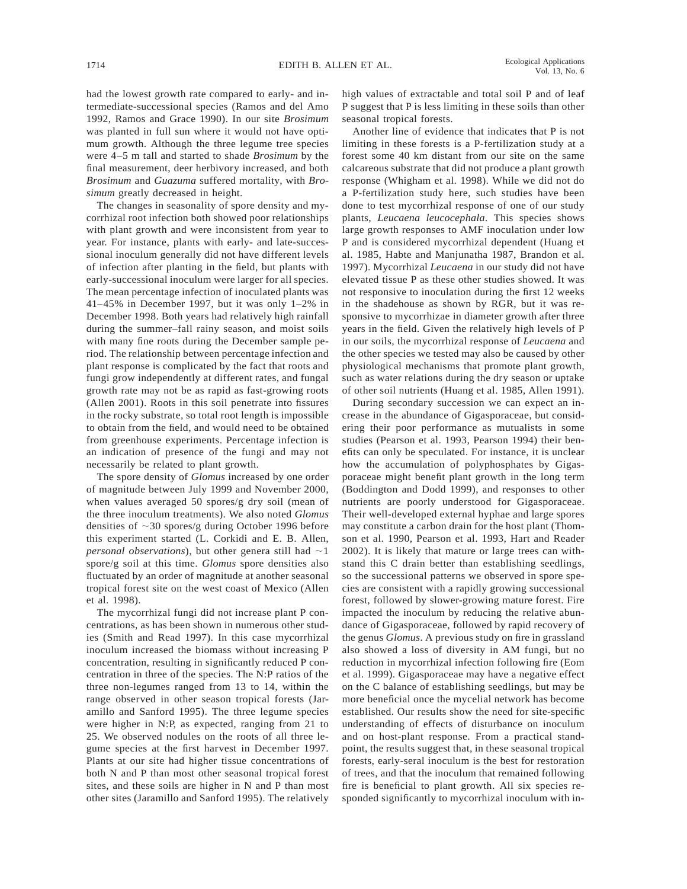had the lowest growth rate compared to early- and intermediate-successional species (Ramos and del Amo 1992, Ramos and Grace 1990). In our site *Brosimum* was planted in full sun where it would not have optimum growth. Although the three legume tree species were 4–5 m tall and started to shade *Brosimum* by the final measurement, deer herbivory increased, and both *Brosimum* and *Guazuma* suffered mortality, with *Brosimum* greatly decreased in height.

The changes in seasonality of spore density and mycorrhizal root infection both showed poor relationships with plant growth and were inconsistent from year to year. For instance, plants with early- and late-successional inoculum generally did not have different levels of infection after planting in the field, but plants with early-successional inoculum were larger for all species. The mean percentage infection of inoculated plants was 41–45% in December 1997, but it was only 1–2% in December 1998. Both years had relatively high rainfall during the summer–fall rainy season, and moist soils with many fine roots during the December sample period. The relationship between percentage infection and plant response is complicated by the fact that roots and fungi grow independently at different rates, and fungal growth rate may not be as rapid as fast-growing roots (Allen 2001). Roots in this soil penetrate into fissures in the rocky substrate, so total root length is impossible to obtain from the field, and would need to be obtained from greenhouse experiments. Percentage infection is an indication of presence of the fungi and may not necessarily be related to plant growth.

The spore density of *Glomus* increased by one order of magnitude between July 1999 and November 2000, when values averaged 50 spores/g dry soil (mean of the three inoculum treatments). We also noted *Glomus* densities of ~30 spores/g during October 1996 before this experiment started (L. Corkidi and E. B. Allen, *personal observations*), but other genera still had ~1 spore/g soil at this time. *Glomus* spore densities also fluctuated by an order of magnitude at another seasonal tropical forest site on the west coast of Mexico (Allen et al. 1998).

The mycorrhizal fungi did not increase plant P concentrations, as has been shown in numerous other studies (Smith and Read 1997). In this case mycorrhizal inoculum increased the biomass without increasing P concentration, resulting in significantly reduced P concentration in three of the species. The N:P ratios of the three non-legumes ranged from 13 to 14, within the range observed in other season tropical forests (Jaramillo and Sanford 1995). The three legume species were higher in N:P, as expected, ranging from 21 to 25. We observed nodules on the roots of all three legume species at the first harvest in December 1997. Plants at our site had higher tissue concentrations of both N and P than most other seasonal tropical forest sites, and these soils are higher in N and P than most other sites (Jaramillo and Sanford 1995). The relatively high values of extractable and total soil P and of leaf P suggest that P is less limiting in these soils than other seasonal tropical forests.

Another line of evidence that indicates that P is not limiting in these forests is a P-fertilization study at a forest some 40 km distant from our site on the same calcareous substrate that did not produce a plant growth response (Whigham et al. 1998). While we did not do a P-fertilization study here, such studies have been done to test mycorrhizal response of one of our study plants, *Leucaena leucocephala*. This species shows large growth responses to AMF inoculation under low P and is considered mycorrhizal dependent (Huang et al. 1985, Habte and Manjunatha 1987, Brandon et al. 1997). Mycorrhizal *Leucaena* in our study did not have elevated tissue P as these other studies showed. It was not responsive to inoculation during the first 12 weeks in the shadehouse as shown by RGR, but it was responsive to mycorrhizae in diameter growth after three years in the field. Given the relatively high levels of P in our soils, the mycorrhizal response of *Leucaena* and the other species we tested may also be caused by other physiological mechanisms that promote plant growth, such as water relations during the dry season or uptake of other soil nutrients (Huang et al. 1985, Allen 1991).

During secondary succession we can expect an increase in the abundance of Gigasporaceae, but considering their poor performance as mutualists in some studies (Pearson et al. 1993, Pearson 1994) their benefits can only be speculated. For instance, it is unclear how the accumulation of polyphosphates by Gigasporaceae might benefit plant growth in the long term (Boddington and Dodd 1999), and responses to other nutrients are poorly understood for Gigasporaceae. Their well-developed external hyphae and large spores may constitute a carbon drain for the host plant (Thomson et al. 1990, Pearson et al. 1993, Hart and Reader 2002). It is likely that mature or large trees can withstand this C drain better than establishing seedlings, so the successional patterns we observed in spore species are consistent with a rapidly growing successional forest, followed by slower-growing mature forest. Fire impacted the inoculum by reducing the relative abundance of Gigasporaceae, followed by rapid recovery of the genus *Glomus*. A previous study on fire in grassland also showed a loss of diversity in AM fungi, but no reduction in mycorrhizal infection following fire (Eom et al. 1999). Gigasporaceae may have a negative effect on the C balance of establishing seedlings, but may be more beneficial once the mycelial network has become established. Our results show the need for site-specific understanding of effects of disturbance on inoculum and on host-plant response. From a practical standpoint, the results suggest that, in these seasonal tropical forests, early-seral inoculum is the best for restoration of trees, and that the inoculum that remained following fire is beneficial to plant growth. All six species responded significantly to mycorrhizal inoculum with in-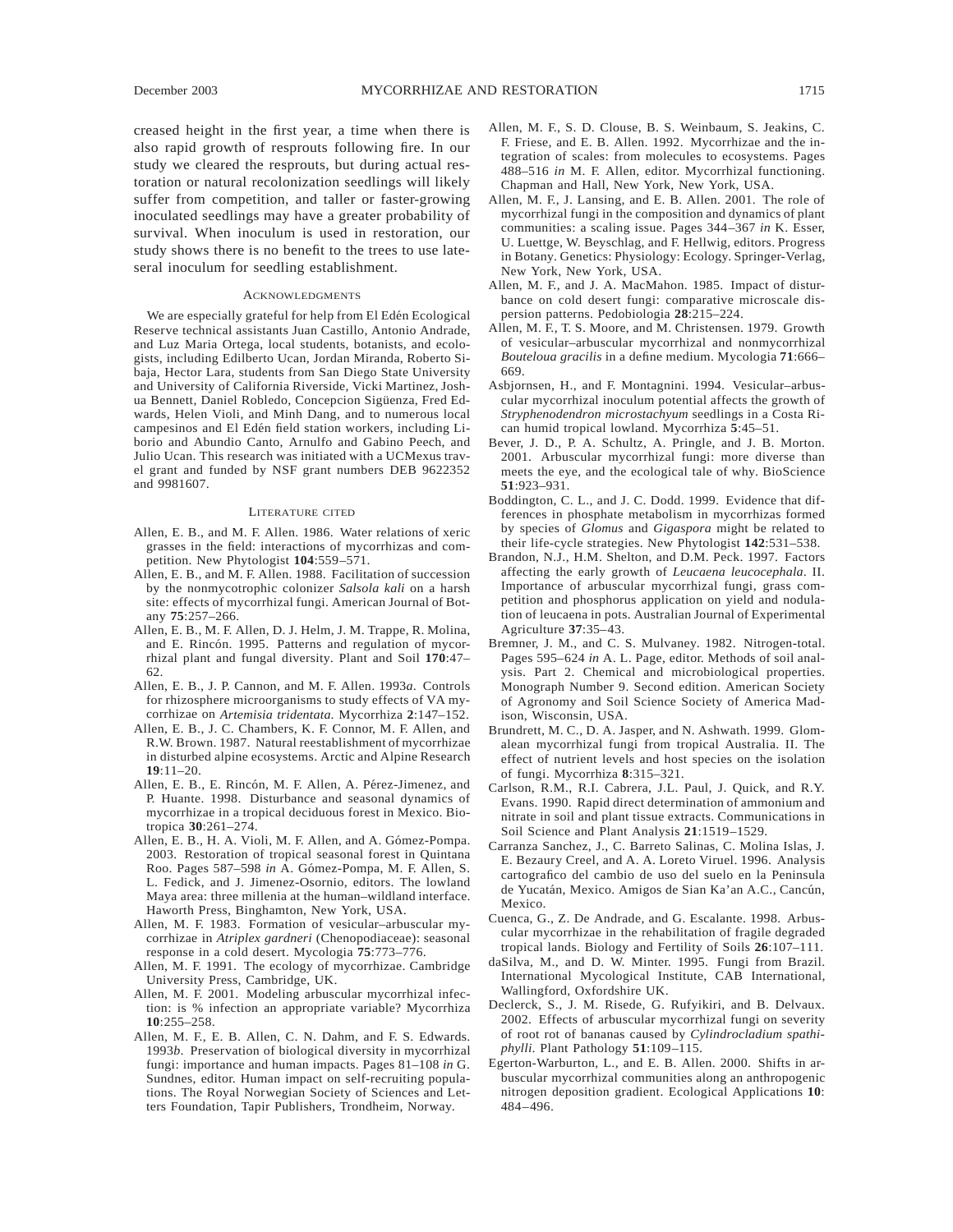creased height in the first year, a time when there is also rapid growth of resprouts following fire. In our study we cleared the resprouts, but during actual restoration or natural recolonization seedlings will likely suffer from competition, and taller or faster-growing inoculated seedlings may have a greater probability of survival. When inoculum is used in restoration, our study shows there is no benefit to the trees to use lateseral inoculum for seedling establishment.

## Acknowledgments

We are especially grateful for help from El Edén Ecological Reserve technical assistants Juan Castillo, Antonio Andrade, and Luz Maria Ortega, local students, botanists, and ecologists, including Edilberto Ucan, Jordan Miranda, Roberto Sibaja, Hector Lara, students from San Diego State University and University of California Riverside, Vicki Martinez, Joshua Bennett, Daniel Robledo, Concepcion Sigüenza, Fred Edwards, Helen Violi, and Minh Dang, and to numerous local campesinos and El Edén field station workers, including Liborio and Abundio Canto, Arnulfo and Gabino Peech, and Julio Ucan. This research was initiated with a UCMexus travel grant and funded by NSF grant numbers DEB 9622352 and 9981607.

## Literature Cited

Allen, E. B., and M. F. Allen. 1986. Water relations of xeric grasses in the field: interactions of mycorrhizas and competition. New Phytologist **104**:559–571.

Allen, E. B., and M. F. Allen. 1988. Facilitation of succession by the nonmycotrophic colonizer *Salsola kali* on a harsh site: effects of mycorrhizal fungi. American Journal of Botany **75**:257–266.

Allen, E. B., M. F. Allen, D. J. Helm, J. M. Trappe, R. Molina, and E. Rincón. 1995. Patterns and regulation of mycorrhizal plant and fungal diversity. Plant and Soil **170**:47–62.

Allen, E. B., J. P. Cannon, and M. F. Allen. 1993*a*. Controls for rhizosphere microorganisms to study effects of VA mycorrhizae on *Artemisia tridentata.* Mycorrhiza **2**:147–152.

Allen, E. B., J. C. Chambers, K. F. Connor, M. F. Allen, and R.W. Brown. 1987. Natural reestablishment of mycorrhizae in disturbed alpine ecosystems. Arctic and Alpine Research **19**:11–20.

Allen, E. B., E. Rincón, M. F. Allen, A. Pérez-Jimenez, and P. Huante. 1998. Disturbance and seasonal dynamics of mycorrhizae in a tropical deciduous forest in Mexico. Biotropica **30**:261–274.

Allen, E. B., H. A. Violi, M. F. Allen, and A. Gómez-Pompa. 2003. Restoration of tropical seasonal forest in Quintana Roo. Pages 587–598 *in* A. Gómez-Pompa, M. F. Allen, S. L. Fedick, and J. Jimenez-Osornio, editors. The lowland Maya area: three millenia at the human–wildland interface. Haworth Press, Binghamton, New York, USA.

Allen, M. F. 1983. Formation of vesicular–arbuscular mycorrhizae in *Atriplex gardneri* (Chenopodiaceae): seasonal response in a cold desert. Mycologia **75**:773–776.

Allen, M. F. 1991. The ecology of mycorrhizae. Cambridge University Press, Cambridge, UK.

Allen, M. F. 2001. Modeling arbuscular mycorrhizal infection: is % infection an appropriate variable? Mycorrhiza **10**:255–258.

Allen, M. F., E. B. Allen, C. N. Dahm, and F. S. Edwards. 1993*b*. Preservation of biological diversity in mycorrhizal fungi: importance and human impacts. Pages 81–108 *in* G. Sundnes, editor. Human impact on self-recruiting populations. The Royal Norwegian Society of Sciences and Letters Foundation, Tapir Publishers, Trondheim, Norway.

Allen, M. F., S. D. Clouse, B. S. Weinbaum, S. Jeakins, C. F. Friese, and E. B. Allen. 1992. Mycorrhizae and the integration of scales: from molecules to ecosystems. Pages 488–516 *in* M. F. Allen, editor. Mycorrhizal functioning. Chapman and Hall, New York, New York, USA.

Allen, M. F., J. Lansing, and E. B. Allen. 2001. The role of mycorrhizal fungi in the composition and dynamics of plant communities: a scaling issue. Pages 344–367 *in* K. Esser, U. Luettge, W. Beyschlag, and F. Hellwig, editors. Progress in Botany. Genetics: Physiology: Ecology. Springer-Verlag, New York, New York, USA.

Allen, M. F., and J. A. MacMahon. 1985. Impact of disturbance on cold desert fungi: comparative microscale dispersion patterns. Pedobiologia **28**:215–224.

Allen, M. F., T. S. Moore, and M. Christensen. 1979. Growth of vesicular–arbuscular mycorrhizal and nonmycorrhizal *Bouteloua gracilis* in a define medium. Mycologia **71**:666–669.

Asbjornsen, H., and F. Montagnini. 1994. Vesicular–arbuscular mycorrhizal inoculum potential affects the growth of *Stryphenodendron microstachyum* seedlings in a Costa Rican humid tropical lowland. Mycorrhiza **5**:45–51.

Bever, J. D., P. A. Schultz, A. Pringle, and J. B. Morton. 2001. Arbuscular mycorrhizal fungi: more diverse than meets the eye, and the ecological tale of why. BioScience **51**:923–931.

Boddington, C. L., and J. C. Dodd. 1999. Evidence that differences in phosphate metabolism in mycorrhizas formed by species of *Glomus* and *Gigaspora* might be related to their life-cycle strategies. New Phytologist **142**:531–538.

Brandon, N.J., H.M. Shelton, and D.M. Peck. 1997. Factors affecting the early growth of *Leucaena leucocephala*. II. Importance of arbuscular mycorrhizal fungi, grass competition and phosphorus application on yield and nodulation of leucaena in pots. Australian Journal of Experimental Agriculture **37**:35–43.

Bremner, J. M., and C. S. Mulvaney. 1982. Nitrogen-total. Pages 595–624 *in* A. L. Page, editor. Methods of soil analysis. Part 2. Chemical and microbiological properties. Monograph Number 9. Second edition. American Society of Agronomy and Soil Science Society of America Madison, Wisconsin, USA.

Brundrett, M. C., D. A. Jasper, and N. Ashwath. 1999. Glomalean mycorrhizal fungi from tropical Australia. II. The effect of nutrient levels and host species on the isolation of fungi. Mycorrhiza **8**:315–321.

Carlson, R.M., R.I. Cabrera, J.L. Paul, J. Quick, and R.Y. Evans. 1990. Rapid direct determination of ammonium and nitrate in soil and plant tissue extracts. Communications in Soil Science and Plant Analysis **21**:1519–1529.

Carranza Sanchez, J., C. Barreto Salinas, C. Molina Islas, J. E. Bezaury Creel, and A. A. Loreto Viruel. 1996. Analysis cartografico del cambio de uso del suelo en la Peninsula de Yucatán, Mexico. Amigos de Sian Ka'an A.C., Cancún, Mexico.

Cuenca, G., Z. De Andrade, and G. Escalante. 1998. Arbuscular mycorrhizae in the rehabilitation of fragile degraded tropical lands. Biology and Fertility of Soils **26**:107–111.

daSilva, M., and D. W. Minter. 1995. Fungi from Brazil. International Mycological Institute, CAB International, Wallingford, Oxfordshire UK.

Declerck, S., J. M. Risede, G. Rufyikiri, and B. Delvaux. 2002. Effects of arbuscular mycorrhizal fungi on severity of root rot of bananas caused by *Cylindrocladium spathiphylli.* Plant Pathology **51**:109–115.

Egerton-Warburton, L., and E. B. Allen. 2000. Shifts in arbuscular mycorrhizal communities along an anthropogenic nitrogen deposition gradient. Ecological Applications **10**: 484–496.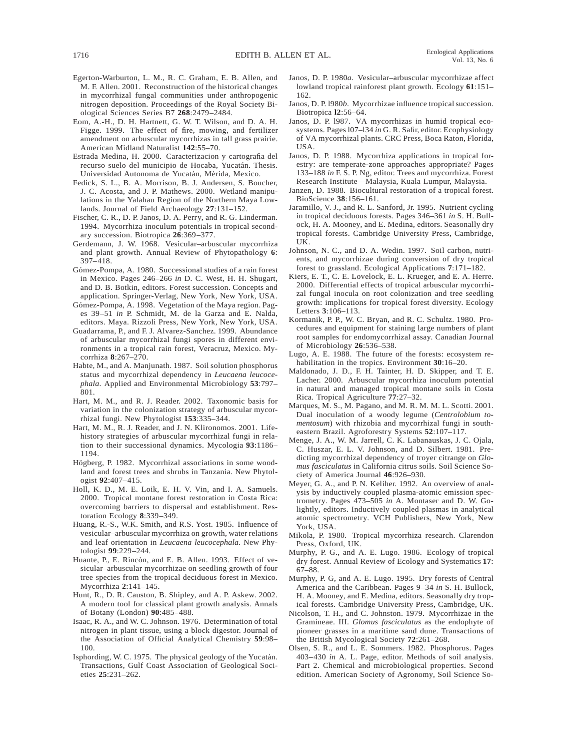Egerton-Warburton, L. M., R. C. Graham, E. B. Allen, and M. F. Allen. 2001. Reconstruction of the historical changes in mycorrhizal fungal communities under anthropogenic nitrogen deposition. Proceedings of the Royal Society Biological Sciences Series B7 **268**:2479–2484.

Eom, A.-H., D. H. Hartnett, G. W. T. Wilson, and D. A. H. Figge. 1999. The effect of fire, mowing, and fertilizer amendment on arbuscular mycorrhizas in tall grass prairie. American Midland Naturalist **142**:55–70.

Estrada Medina, H. 2000. Caracterizacion y cartografia del recurso suelo del municipio de Hocaba, Yucatán. Thesis. Universidad Autonoma de Yucatán, Mérida, Mexico.

Fedick, S. L., B. A. Morrison, B. J. Andersen, S. Boucher, J. C. Acosta, and J. P. Mathews. 2000. Wetland manipulations in the Yalahau Region of the Northern Maya Lowlands. Journal of Field Archaeology **27**:131–152.

Fischer, C. R., D. P. Janos, D. A. Perry, and R. G. Linderman. 1994. Mycorrhiza inoculum potentials in tropical secondary succession. Biotropica **26**:369–377.

Gerdemann, J. W. 1968. Vesicular–arbuscular mycorrhiza and plant growth. Annual Review of Phytopathology **6**: 397–418.

Gómez-Pompa, A. 1980. Successional studies of a rain forest in Mexico. Pages 246–266 *in* D. C. West, H. H. Shugart, and D. B. Botkin, editors. Forest succession. Concepts and application. Springer-Verlag, New York, New York, USA.

Gómez-Pompa, A. 1998. Vegetation of the Maya region. Pages 39–51 *in* P. Schmidt, M. de la Garza and E. Nalda, editors. Maya. Rizzoli Press, New York, New York, USA.

Guadarrama, P., and F. J. Alvarez-Sanchez. 1999. Abundance of arbuscular mycorrhizal fungi spores in different environments in a tropical rain forest, Veracruz, Mexico. Mycorrhiza **8**:267–270.

Habte, M., and A. Manjunath. 1987. Soil solution phosphorus status and mycorrhizal dependency in *Leucaena leucocephala*. Applied and Environmental Microbiology **53**:797–801.

Hart, M. M., and R. J. Reader. 2002. Taxonomic basis for variation in the colonization strategy of arbuscular mycorrhizal fungi. New Phytologist **153**:335–344.

Hart, M. M., R. J. Reader, and J. N. Klironomos. 2001. Life-history strategies of arbuscular mycorrhizal fungi in relation to their successional dynamics. Mycologia **93**:1186–1194.

Högberg, P. 1982. Mycorrhizal associations in some woodland and forest trees and shrubs in Tanzania. New Phytologist **92**:407–415.

Holl, K. D., M. E. Loik, E. H. V. Vin, and I. A. Samuels. 2000. Tropical montane forest restoration in Costa Rica: overcoming barriers to dispersal and establishment. Restoration Ecology **8**:339–349.

Huang, R.-S., W.K. Smith, and R.S. Yost. 1985. Influence of vesicular–arbuscular mycorrhiza on growth, water relations and leaf orientation in *Leucaena leucocephala*. New Phytologist **99**:229–244.

Huante, P., E. Rincón, and E. B. Allen. 1993. Effect of vesicular–arbuscular mycorrhizae on seedling growth of four tree species from the tropical deciduous forest in Mexico. Mycorrhiza **2**:141–145.

Hunt, R., D. R. Causton, B. Shipley, and A. P. Askew. 2002. A modern tool for classical plant growth analysis. Annals of Botany (London) **90**:485–488.

Isaac, R. A., and W. C. Johnson. 1976. Determination of total nitrogen in plant tissue, using a block digestor. Journal of the Association of Official Analytical Chemistry **59**:98–100.

Isphording, W. C. 1975. The physical geology of the Yucatán. Transactions, Gulf Coast Association of Geological Societies **25**:231–262.

Janos, D. P. 1980*a*. Vesicular–arbuscular mycorrhizae affect lowland tropical rainforest plant growth. Ecology **61**:151–162.

Janos, D. P. l980*b*. Mycorrhizae influence tropical succession. Biotropica **l2**:56–64.

Janos, D. P. l987. VA mycorrhizas in humid tropical ecosystems. Pages l07–l34 *in* G. R. Safir, editor. Ecophysiology of VA mycorrhizal plants. CRC Press, Boca Raton, Florida, USA.

Janos, D. P. 1988. Mycorrhiza applications in tropical forestry: are temperate-zone approaches appropriate? Pages 133–188 *in* F. S. P. Ng, editor. Trees and mycorrhiza. Forest Research Institute—Malaysia, Kuala Lumpur, Malaysia.

Janzen, D. 1988. Biocultural restoration of a tropical forest. BioScience **38**:156–161.

Jaramillo, V. J., and R. L. Sanford, Jr. 1995. Nutrient cycling in tropical deciduous forests. Pages 346–361 *in* S. H. Bullock, H. A. Mooney, and E. Medina, editors. Seasonally dry tropical forests. Cambridge University Press, Cambridge, UK.

Johnson, N. C., and D. A. Wedin. 1997. Soil carbon, nutrients, and mycorrhizae during conversion of dry tropical forest to grassland. Ecological Applications **7**:171–182.

Kiers, E. T., C. E. Lovelock, E. L. Krueger, and E. A. Herre. 2000. Differential effects of tropical arbuscular mycorrhizal fungal inocula on root colonization and tree seedling growth: implications for tropical forest diversity. Ecology Letters **3**:106–113.

Kormanik, P. P., W. C. Bryan, and R. C. Schultz. 1980. Procedures and equipment for staining large numbers of plant root samples for endomycorrhizal assay. Canadian Journal of Microbiology **26**:536–538.

Lugo, A. E. 1988. The future of the forests: ecosystem rehabilitation in the tropics. Environment **30**:16–20.

Maldonado, J. D., F. H. Tainter, H. D. Skipper, and T. E. Lacher. 2000. Arbuscular mycorrhiza inoculum potential in natural and managed tropical montane soils in Costa Rica. Tropical Agriculture **77**:27–32.

Marques, M. S., M. Pagano, and M. R. M. M. L. Scotti. 2001. Dual inoculation of a woody legume (*Centrolobium tomentosum*) with rhizobia and mycorrhizal fungi in southeastern Brazil. Agroforestry Systems **52**:107–117.

Menge, J. A., W. M. Jarrell, C. K. Labanauskas, J. C. Ojala, C. Huszar, E. L. V. Johnson, and D. Silbert. 1981. Predicting mycorrhizal dependency of troyer citrange on *Glomus fasciculatus* in California citrus soils. Soil Science Society of America Journal **46**:926–930.

Meyer, G. A., and P. N. Keliher. 1992. An overview of analysis by inductively coupled plasma-atomic emission spectrometry. Pages 473–505 *in* A. Montaser and D. W. Golightly, editors. Inductively coupled plasmas in analytical atomic spectrometry. VCH Publishers, New York, New York, USA.

Mikola, P. 1980. Tropical mycorrhiza research. Clarendon Press, Oxford, UK.

Murphy, P. G., and A. E. Lugo. 1986. Ecology of tropical dry forest. Annual Review of Ecology and Systematics **17**: 67–88.

Murphy, P. G, and A. E. Lugo. 1995. Dry forests of Central America and the Caribbean. Pages 9–34 *in* S. H. Bullock, H. A. Mooney, and E. Medina, editors. Seasonally dry tropical forests. Cambridge University Press, Cambridge, UK.

Nicolson, T. H., and C. Johnston. 1979. Mycorrhizae in the Gramineae. III. *Glomus fasciculatus* as the endophyte of pioneer grasses in a maritime sand dune. Transactions of the British Mycological Society **72**:261–268.

Olsen, S. R., and L. E. Sommers. 1982. Phosphorus. Pages 403–430 *in* A. L. Page, editor. Methods of soil analysis. Part 2. Chemical and microbiological properties. Second edition. American Society of Agronomy, Soil Science So-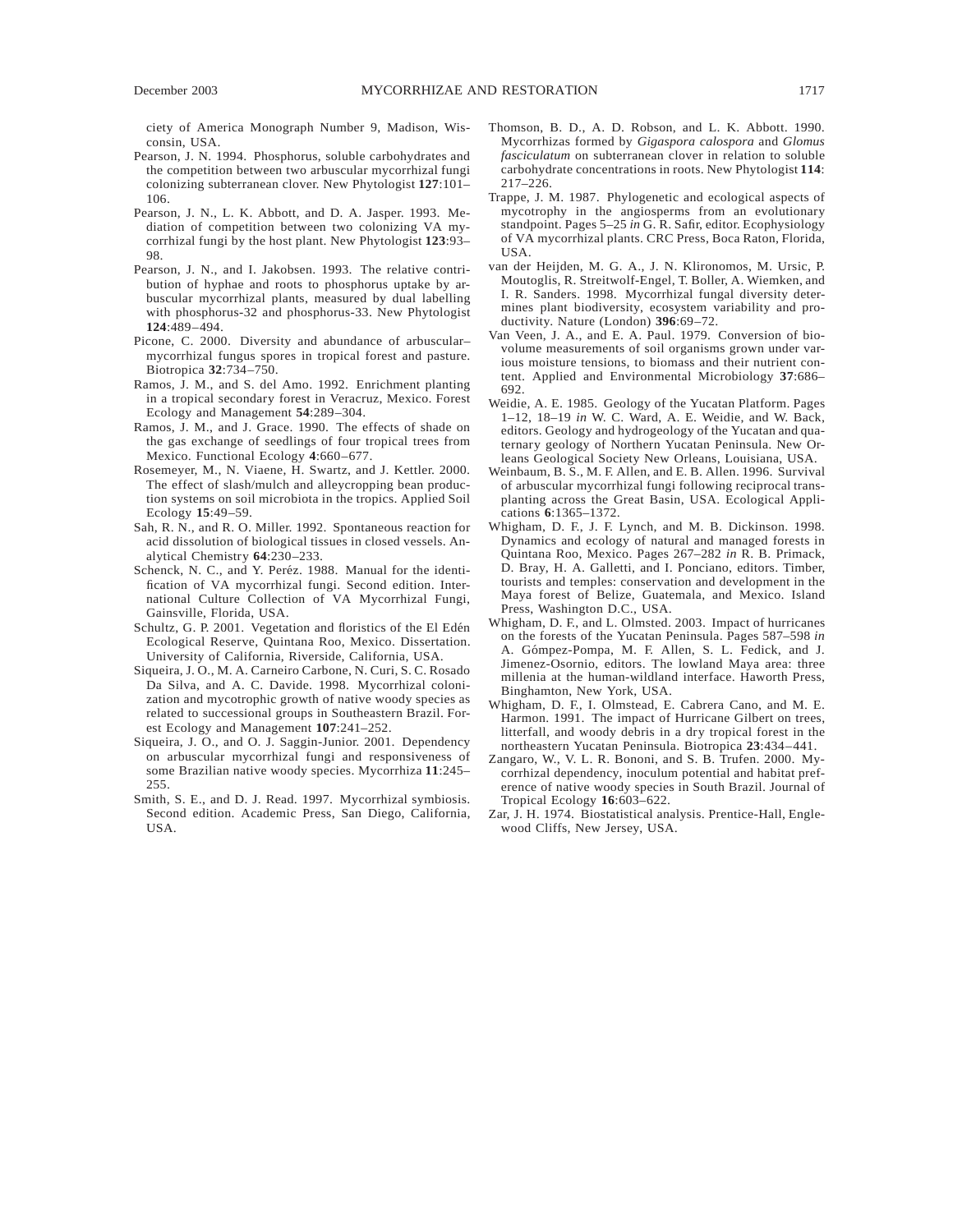ciety of America Monograph Number 9, Madison, Wisconsin, USA.

Pearson, J. N. 1994. Phosphorus, soluble carbohydrates and the competition between two arbuscular mycorrhizal fungi colonizing subterranean clover. New Phytologist **127**:101–106.

Pearson, J. N., L. K. Abbott, and D. A. Jasper. 1993. Mediation of competition between two colonizing VA mycorrhizal fungi by the host plant. New Phytologist **123**:93–98.

Pearson, J. N., and I. Jakobsen. 1993. The relative contribution of hyphae and roots to phosphorus uptake by arbuscular mycorrhizal plants, measured by dual labelling with phosphorus-32 and phosphorus-33. New Phytologist **124**:489–494.

Picone, C. 2000. Diversity and abundance of arbuscular–mycorrhizal fungus spores in tropical forest and pasture. Biotropica **32**:734–750.

Ramos, J. M., and S. del Amo. 1992. Enrichment planting in a tropical secondary forest in Veracruz, Mexico. Forest Ecology and Management **54**:289–304.

Ramos, J. M., and J. Grace. 1990. The effects of shade on the gas exchange of seedlings of four tropical trees from Mexico. Functional Ecology **4**:660–677.

Rosemeyer, M., N. Viaene, H. Swartz, and J. Kettler. 2000. The effect of slash/mulch and alleycropping bean production systems on soil microbiota in the tropics. Applied Soil Ecology **15**:49–59.

Sah, R. N., and R. O. Miller. 1992. Spontaneous reaction for acid dissolution of biological tissues in closed vessels. Analytical Chemistry **64**:230–233.

Schenck, N. C., and Y. Peréz. 1988. Manual for the identification of VA mycorrhizal fungi. Second edition. International Culture Collection of VA Mycorrhizal Fungi, Gainsville, Florida, USA.

Schultz, G. P. 2001. Vegetation and floristics of the El Edén Ecological Reserve, Quintana Roo, Mexico. Dissertation. University of California, Riverside, California, USA.

Siqueira, J. O., M. A. Carneiro Carbone, N. Curi, S. C. Rosado Da Silva, and A. C. Davide. 1998. Mycorrhizal colonization and mycotrophic growth of native woody species as related to successional groups in Southeastern Brazil. Forest Ecology and Management **107**:241–252.

Siqueira, J. O., and O. J. Saggin-Junior. 2001. Dependency on arbuscular mycorrhizal fungi and responsiveness of some Brazilian native woody species. Mycorrhiza **11**:245–255.

Smith, S. E., and D. J. Read. 1997. Mycorrhizal symbiosis. Second edition. Academic Press, San Diego, California, USA.

Thomson, B. D., A. D. Robson, and L. K. Abbott. 1990. Mycorrhizas formed by *Gigaspora calospora* and *Glomus fasciculatum* on subterranean clover in relation to soluble carbohydrate concentrations in roots. New Phytologist **114**:217–226.

Trappe, J. M. 1987. Phylogenetic and ecological aspects of mycotrophy in the angiosperms from an evolutionary standpoint. Pages 5–25 *in* G. R. Safir, editor. Ecophysiology of VA mycorrhizal plants. CRC Press, Boca Raton, Florida, USA.

van der Heijden, M. G. A., J. N. Klironomos, M. Ursic, P. Moutoglis, R. Streitwolf-Engel, T. Boller, A. Wiemken, and I. R. Sanders. 1998. Mycorrhizal fungal diversity determines plant biodiversity, ecosystem variability and productivity. Nature (London) **396**:69–72.

Van Veen, J. A., and E. A. Paul. 1979. Conversion of biovolume measurements of soil organisms grown under various moisture tensions, to biomass and their nutrient content. Applied and Environmental Microbiology **37**:686–692.

Weidie, A. E. 1985. Geology of the Yucatan Platform. Pages 1–12, 18–19 *in* W. C. Ward, A. E. Weidie, and W. Back, editors. Geology and hydrogeology of the Yucatan and quaternary geology of Northern Yucatan Peninsula. New Orleans Geological Society New Orleans, Louisiana, USA.

Weinbaum, B. S., M. F. Allen, and E. B. Allen. 1996. Survival of arbuscular mycorrhizal fungi following reciprocal transplanting across the Great Basin, USA. Ecological Applications **6**:1365–1372.

Whigham, D. F., J. F. Lynch, and M. B. Dickinson. 1998. Dynamics and ecology of natural and managed forests in Quintana Roo, Mexico. Pages 267–282 *in* R. B. Primack, D. Bray, H. A. Galletti, and I. Ponciano, editors. Timber, tourists and temples: conservation and development in the Maya forest of Belize, Guatemala, and Mexico. Island Press, Washington D.C., USA.

Whigham, D. F., and L. Olmsted. 2003. Impact of hurricanes on the forests of the Yucatan Peninsula. Pages 587–598 *in* A. Gómpez-Pompa, M. F. Allen, S. L. Fedick, and J. Jimenez-Osornio, editors. The lowland Maya area: three millenia at the human-wildland interface. Haworth Press, Binghamton, New York, USA.

Whigham, D. F., I. Olmstead, E. Cabrera Cano, and M. E. Harmon. 1991. The impact of Hurricane Gilbert on trees, litterfall, and woody debris in a dry tropical forest in the northeastern Yucatan Peninsula. Biotropica **23**:434–441.

Zangaro, W., V. L. R. Bononi, and S. B. Trufen. 2000. Mycorrhizal dependency, inoculum potential and habitat preference of native woody species in South Brazil. Journal of Tropical Ecology **16**:603–622.

Zar, J. H. 1974. Biostatistical analysis. Prentice-Hall, Englewood Cliffs, New Jersey, USA.